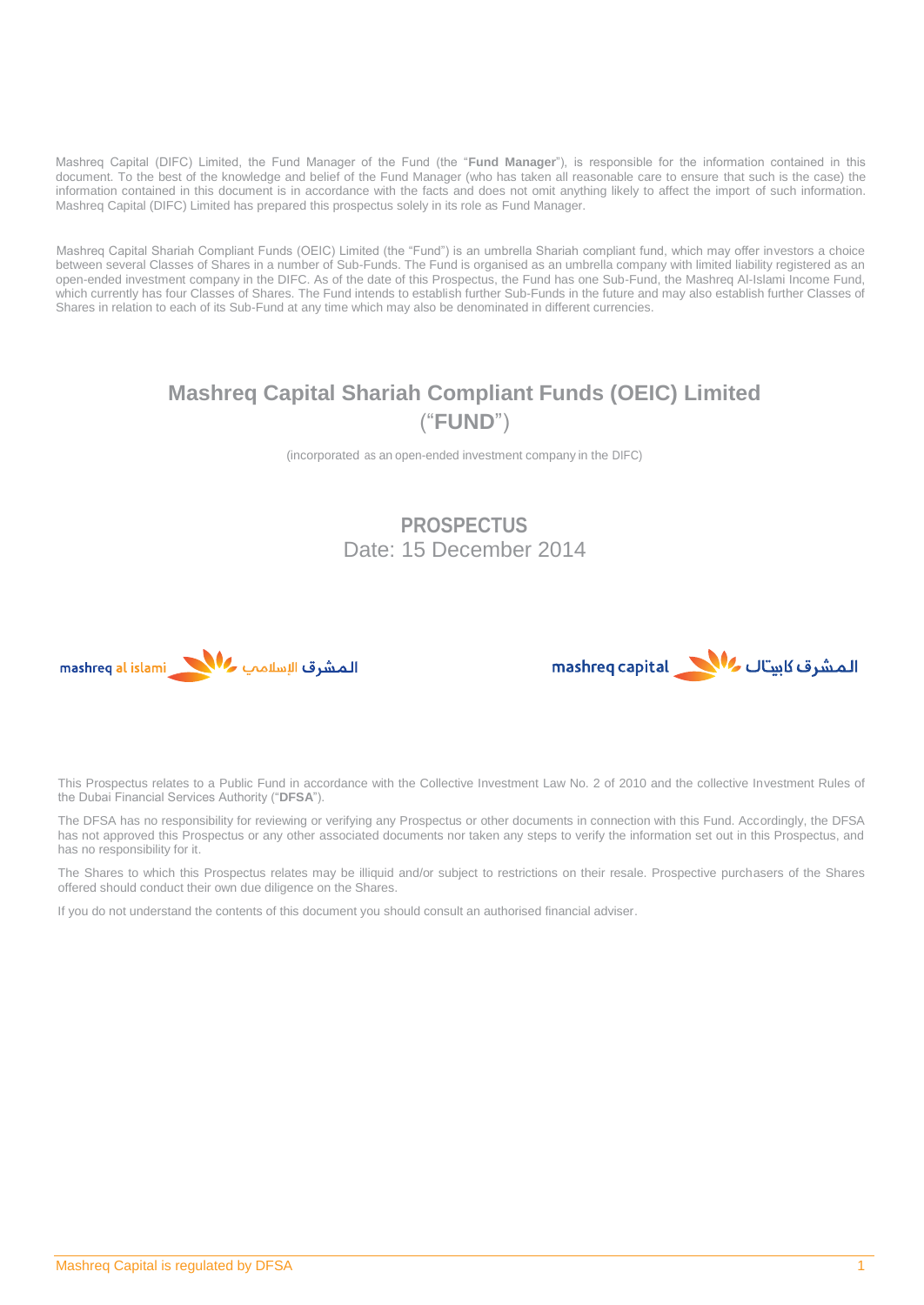Mashreq Capital (DIFC) Limited, the Fund Manager of the Fund (the "**Fund Manager**"), is responsible for the information contained in this document. To the best of the knowledge and belief of the Fund Manager (who has taken all reasonable care to ensure that such is the case) the information contained in this document is in accordance with the facts and does not omit anything likely to affect the import of such information. Mashreq Capital (DIFC) Limited has prepared this prospectus solely in its role as Fund Manager.

Mashreq Capital Shariah Compliant Funds (OEIC) Limited (the "Fund") is an umbrella Shariah compliant fund, which may offer investors a choice between several Classes of Shares in a number of Sub-Funds. The Fund is organised as an umbrella company with limited liability registered as an open-ended investment company in the DIFC. As of the date of this Prospectus, the Fund has one Sub-Fund, the Mashreq Al-Islami Income Fund, which currently has four Classes of Shares. The Fund intends to establish further Sub-Funds in the future and may also establish further Classes of Shares in relation to each of its Sub-Fund at any time which may also be denominated in different currencies.

# Mashreq Capital Shariah Compliant Funds (OEIC) Limited ("FUND")

(incorporated as an open-ended investment company in the DIFC)

## PROSPECTUS

Date: 15 December 2014

mashreq al islami المشرق الإسلامي

mashreq capital المشرق كابيتال

This Prospectus relates to a Public Fund in accordance with the Collective Investment Law No. 2 of 2010 and the collective Investment Rules of the Dubai Financial Services Authority ("**DFSA**").

The DFSA has no responsibility for reviewing or verifying any Prospectus or other documents in connection with this Fund. Accordingly, the DFSA has not approved this Prospectus or any other associated documents nor taken any steps to verify the information set out in this Prospectus, and has no responsibility for it.

The Shares to which this Prospectus relates may be illiquid and/or subject to restrictions on their resale. Prospective purchasers of the Shares offered should conduct their own due diligence on the Shares.

If you do not understand the contents of this document you should consult an authorised financial adviser.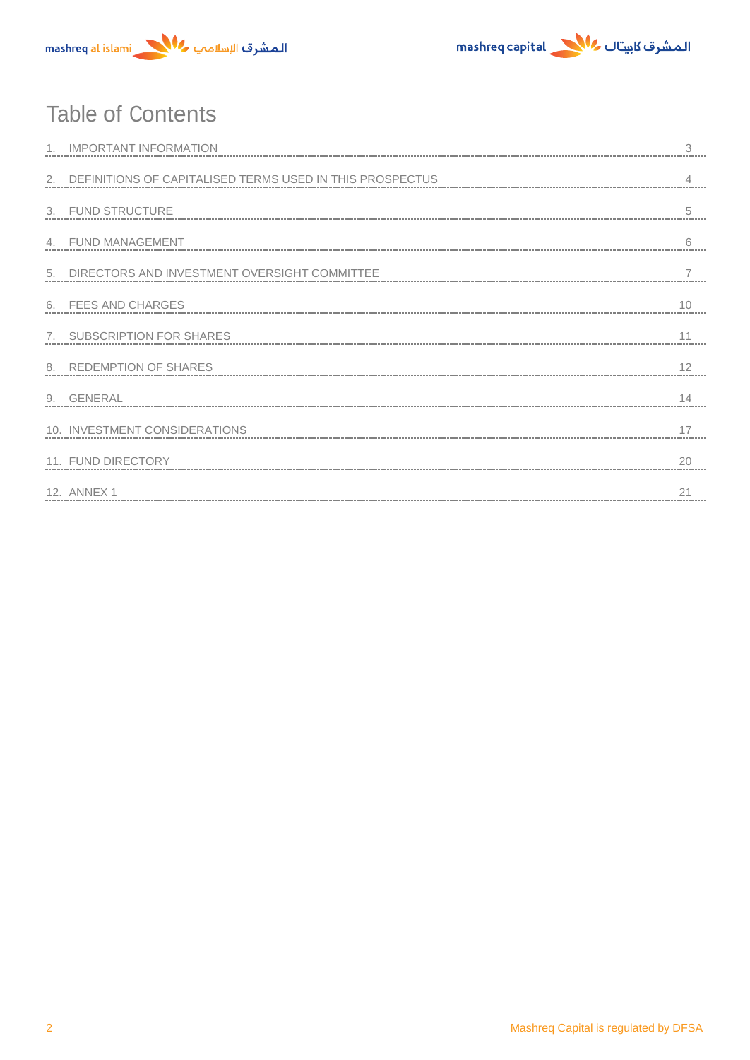# Table of Contents

| | |
|---|---|
| 1. IMPORTANT INFORMATION | 3 |
| 2. DEFINITIONS OF CAPITALISED TERMS USED IN THIS PROSPECTUS | 4 |
| 3. FUND STRUCTURE | 5 |
| 4. FUND MANAGEMENT | 6 |
| 5. DIRECTORS AND INVESTMENT OVERSIGHT COMMITTEE | 7 |
| 6. FEES AND CHARGES | 10 |
| 7. SUBSCRIPTION FOR SHARES | 11 |
| 8. REDEMPTION OF SHARES | 12 |
| 9. GENERAL | 14 |
| 10. INVESTMENT CONSIDERATIONS | 17 |
| 11. FUND DIRECTORY | 20 |
| 12. ANNEX 1 | 21 |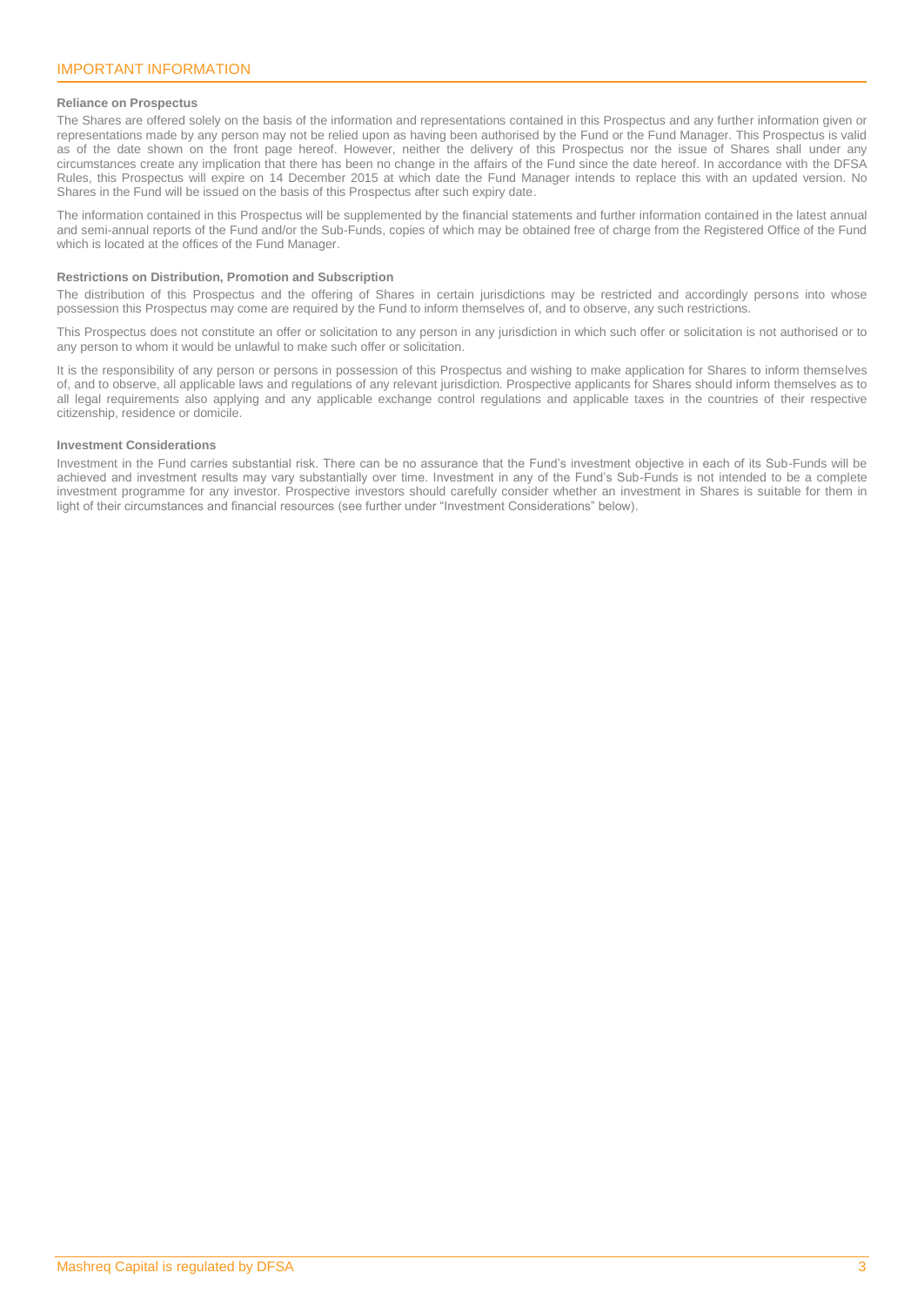# IMPORTANT INFORMATION

### Reliance on Prospectus

The Shares are offered solely on the basis of the information and representations contained in this Prospectus and any further information given or representations made by any person may not be relied upon as having been authorised by the Fund or the Fund Manager. This Prospectus is valid as of the date shown on the front page hereof. However, neither the delivery of this Prospectus nor the issue of Shares shall under any circumstances create any implication that there has been no change in the affairs of the Fund since the date hereof. In accordance with the DFSA Rules, this Prospectus will expire on 14 December 2015 at which date the Fund Manager intends to replace this with an updated version. No Shares in the Fund will be issued on the basis of this Prospectus after such expiry date.

The information contained in this Prospectus will be supplemented by the financial statements and further information contained in the latest annual and semi-annual reports of the Fund and/or the Sub-Funds, copies of which may be obtained free of charge from the Registered Office of the Fund which is located at the offices of the Fund Manager.

### Restrictions on Distribution, Promotion and Subscription

The distribution of this Prospectus and the offering of Shares in certain jurisdictions may be restricted and accordingly persons into whose possession this Prospectus may come are required by the Fund to inform themselves of, and to observe, any such restrictions.

This Prospectus does not constitute an offer or solicitation to any person in any jurisdiction in which such offer or solicitation is not authorised or to any person to whom it would be unlawful to make such offer or solicitation.

It is the responsibility of any person or persons in possession of this Prospectus and wishing to make application for Shares to inform themselves of, and to observe, all applicable laws and regulations of any relevant jurisdiction. Prospective applicants for Shares should inform themselves as to all legal requirements also applying and any applicable exchange control regulations and applicable taxes in the countries of their respective citizenship, residence or domicile.

### Investment Considerations

Investment in the Fund carries substantial risk. There can be no assurance that the Fund's investment objective in each of its Sub-Funds will be achieved and investment results may vary substantially over time. Investment in any of the Fund's Sub-Funds is not intended to be a complete investment programme for any investor. Prospective investors should carefully consider whether an investment in Shares is suitable for them in light of their circumstances and financial resources (see further under "Investment Considerations" below).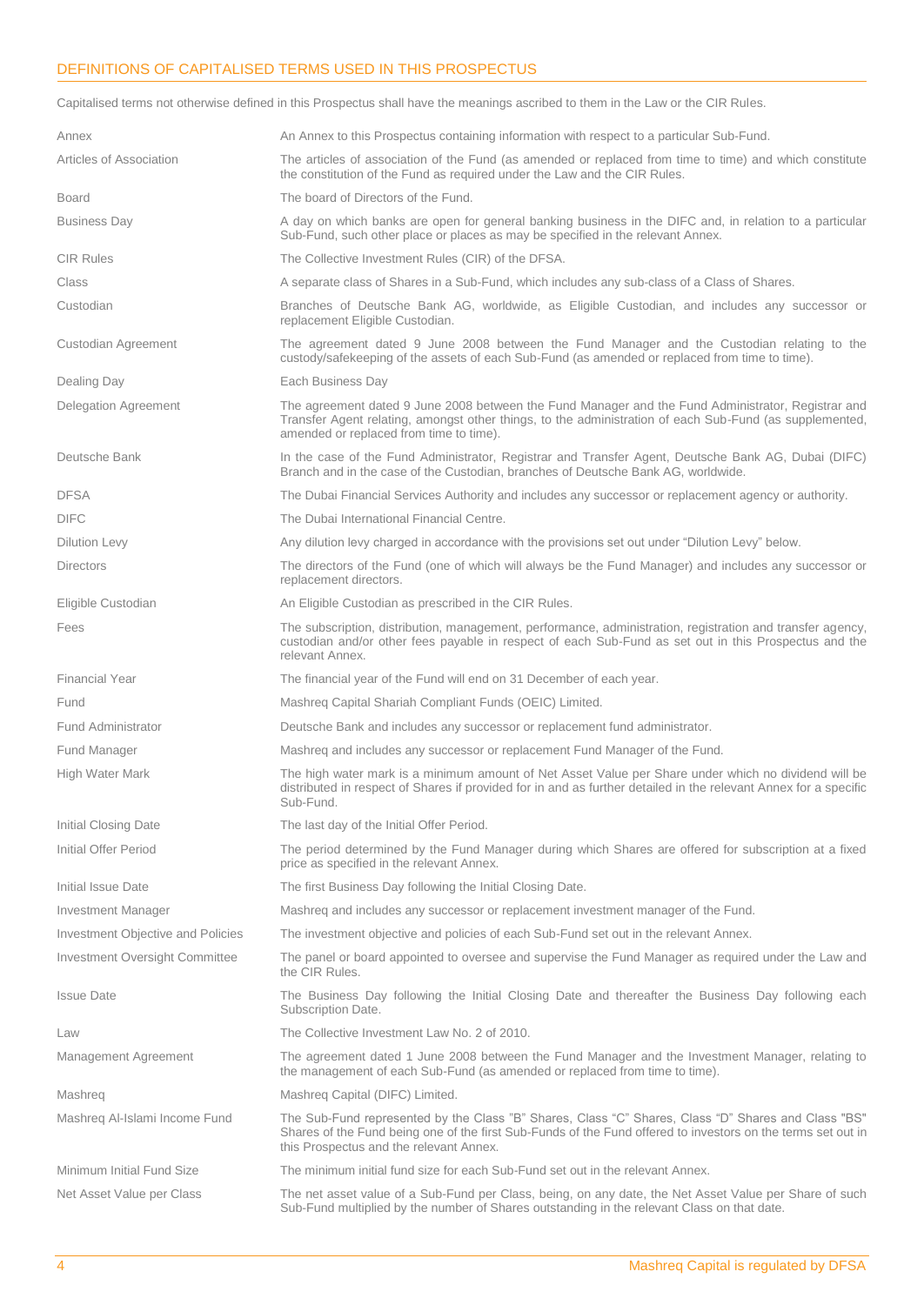## DEFINITIONS OF CAPITALISED TERMS USED IN THIS PROSPECTUS

Capitalised terms not otherwise defined in this Prospectus shall have the meanings ascribed to them in the Law or the CIR Rules.

| Term | Definition |
|---|---|
| Annex | An Annex to this Prospectus containing information with respect to a particular Sub-Fund. |
| Articles of Association | The articles of association of the Fund (as amended or replaced from time to time) and which constitute the constitution of the Fund as required under the Law and the CIR Rules. |
| Board | The board of Directors of the Fund. |
| Business Day | A day on which banks are open for general banking business in the DIFC and, in relation to a particular Sub-Fund, such other place or places as may be specified in the relevant Annex. |
| CIR Rules | The Collective Investment Rules (CIR) of the DFSA. |
| Class | A separate class of Shares in a Sub-Fund, which includes any sub-class of a Class of Shares. |
| Custodian | Branches of Deutsche Bank AG, worldwide, as Eligible Custodian, and includes any successor or replacement Eligible Custodian. |
| Custodian Agreement | The agreement dated 9 June 2008 between the Fund Manager and the Custodian relating to the custody/safekeeping of the assets of each Sub-Fund (as amended or replaced from time to time). |
| Dealing Day | Each Business Day |
| Delegation Agreement | The agreement dated 9 June 2008 between the Fund Manager and the Fund Administrator, Registrar and Transfer Agent relating, amongst other things, to the administration of each Sub-Fund (as supplemented, amended or replaced from time to time). |
| Deutsche Bank | In the case of the Fund Administrator, Registrar and Transfer Agent, Deutsche Bank AG, Dubai (DIFC) Branch and in the case of the Custodian, branches of Deutsche Bank AG, worldwide. |
| DFSA | The Dubai Financial Services Authority and includes any successor or replacement agency or authority. |
| DIFC | The Dubai International Financial Centre. |
| Dilution Levy | Any dilution levy charged in accordance with the provisions set out under "Dilution Levy" below. |
| Directors | The directors of the Fund (one of which will always be the Fund Manager) and includes any successor or replacement directors. |
| Eligible Custodian | An Eligible Custodian as prescribed in the CIR Rules. |
| Fees | The subscription, distribution, management, performance, administration, registration and transfer agency, custodian and/or other fees payable in respect of each Sub-Fund as set out in this Prospectus and the relevant Annex. |
| Financial Year | The financial year of the Fund will end on 31 December of each year. |
| Fund | Mashreq Capital Shariah Compliant Funds (OEIC) Limited. |
| Fund Administrator | Deutsche Bank and includes any successor or replacement fund administrator. |
| Fund Manager | Mashreq and includes any successor or replacement Fund Manager of the Fund. |
| High Water Mark | The high water mark is a minimum amount of Net Asset Value per Share under which no dividend will be distributed in respect of Shares if provided for in and as further detailed in the relevant Annex for a specific Sub-Fund. |
| Initial Closing Date | The last day of the Initial Offer Period. |
| Initial Offer Period | The period determined by the Fund Manager during which Shares are offered for subscription at a fixed price as specified in the relevant Annex. |
| Initial Issue Date | The first Business Day following the Initial Closing Date. |
| Investment Manager | Mashreq and includes any successor or replacement investment manager of the Fund. |
| Investment Objective and Policies | The investment objective and policies of each Sub-Fund set out in the relevant Annex. |
| Investment Oversight Committee | The panel or board appointed to oversee and supervise the Fund Manager as required under the Law and the CIR Rules. |
| Issue Date | The Business Day following the Initial Closing Date and thereafter the Business Day following each Subscription Date. |
| Law | The Collective Investment Law No. 2 of 2010. |
| Management Agreement | The agreement dated 1 June 2008 between the Fund Manager and the Investment Manager, relating to the management of each Sub-Fund (as amended or replaced from time to time). |
| Mashreq | Mashreq Capital (DIFC) Limited. |
| Mashreq Al-Islami Income Fund | The Sub-Fund represented by the Class "B" Shares, Class "C" Shares, Class "D" Shares and Class "BS" Shares of the Fund being one of the first Sub-Funds of the Fund offered to investors on the terms set out in this Prospectus and the relevant Annex. |
| Minimum Initial Fund Size | The minimum initial fund size for each Sub-Fund set out in the relevant Annex. |
| Net Asset Value per Class | The net asset value of a Sub-Fund per Class, being, on any date, the Net Asset Value per Share of such Sub-Fund multiplied by the number of Shares outstanding in the relevant Class on that date. |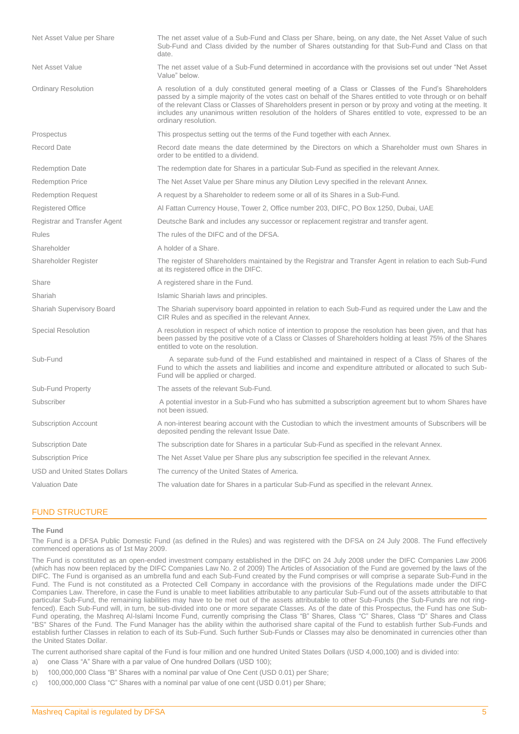| | |
|---|---|
| Net Asset Value per Share | The net asset value of a Sub-Fund and Class per Share, being, on any date, the Net Asset Value of such Sub-Fund and Class divided by the number of Shares outstanding for that Sub-Fund and Class on that date. |
| Net Asset Value | The net asset value of a Sub-Fund determined in accordance with the provisions set out under "Net Asset Value" below. |
| Ordinary Resolution | A resolution of a duly constituted general meeting of a Class or Classes of the Fund's Shareholders passed by a simple majority of the votes cast on behalf of the Shares entitled to vote through or on behalf of the relevant Class or Classes of Shareholders present in person or by proxy and voting at the meeting. It includes any unanimous written resolution of the holders of Shares entitled to vote, expressed to be an ordinary resolution. |
| Prospectus | This prospectus setting out the terms of the Fund together with each Annex. |
| Record Date | Record date means the date determined by the Directors on which a Shareholder must own Shares in order to be entitled to a dividend. |
| Redemption Date | The redemption date for Shares in a particular Sub-Fund as specified in the relevant Annex. |
| Redemption Price | The Net Asset Value per Share minus any Dilution Levy specified in the relevant Annex. |
| Redemption Request | A request by a Shareholder to redeem some or all of its Shares in a Sub-Fund. |
| Registered Office | Al Fattan Currency House, Tower 2, Office number 203, DIFC, PO Box 1250, Dubai, UAE |
| Registrar and Transfer Agent | Deutsche Bank and includes any successor or replacement registrar and transfer agent. |
| Rules | The rules of the DIFC and of the DFSA. |
| Shareholder | A holder of a Share. |
| Shareholder Register | The register of Shareholders maintained by the Registrar and Transfer Agent in relation to each Sub-Fund at its registered office in the DIFC. |
| Share | A registered share in the Fund. |
| Shariah | Islamic Shariah laws and principles. |
| Shariah Supervisory Board | The Shariah supervisory board appointed in relation to each Sub-Fund as required under the Law and the CIR Rules and as specified in the relevant Annex. |
| Special Resolution | A resolution in respect of which notice of intention to propose the resolution has been given, and that has been passed by the positive vote of a Class or Classes of Shareholders holding at least 75% of the Shares entitled to vote on the resolution. |
| Sub-Fund | A separate sub-fund of the Fund established and maintained in respect of a Class of Shares of the Fund to which the assets and liabilities and income and expenditure attributed or allocated to such Sub-Fund will be applied or charged. |
| Sub-Fund Property | The assets of the relevant Sub-Fund. |
| Subscriber | A potential investor in a Sub-Fund who has submitted a subscription agreement but to whom Shares have not been issued. |
| Subscription Account | A non-interest bearing account with the Custodian to which the investment amounts of Subscribers will be deposited pending the relevant Issue Date. |
| Subscription Date | The subscription date for Shares in a particular Sub-Fund as specified in the relevant Annex. |
| Subscription Price | The Net Asset Value per Share plus any subscription fee specified in the relevant Annex. |
| USD and United States Dollars | The currency of the United States of America. |
| Valuation Date | The valuation date for Shares in a particular Sub-Fund as specified in the relevant Annex. |

## FUND STRUCTURE

**The Fund**

The Fund is a DFSA Public Domestic Fund (as defined in the Rules) and was registered with the DFSA on 24 July 2008. The Fund effectively commenced operations as of 1st May 2009.

The Fund is constituted as an open-ended investment company established in the DIFC on 24 July 2008 under the DIFC Companies Law 2006 (which has now been replaced by the DIFC Companies Law No. 2 of 2009) The Articles of Association of the Fund are governed by the laws of the DIFC. The Fund is organised as an umbrella fund and each Sub-Fund created by the Fund comprises or will comprise a separate Sub-Fund in the Fund. The Fund is not constituted as a Protected Cell Company in accordance with the provisions of the Regulations made under the DIFC Companies Law. Therefore, in case the Fund is unable to meet liabilities attributable to any particular Sub-Fund out of the assets attributable to that particular Sub-Fund, the remaining liabilities may have to be met out of the assets attributable to other Sub-Funds (the Sub-Funds are not ring-fenced). Each Sub-Fund will, in turn, be sub-divided into one or more separate Classes. As of the date of this Prospectus, the Fund has one Sub-Fund operating, the Mashreq Al-Islami Income Fund, currently comprising the Class "B" Shares, Class "C" Shares, Class "D" Shares and Class "BS" Shares of the Fund. The Fund Manager has the ability within the authorised share capital of the Fund to establish further Sub-Funds and establish further Classes in relation to each of its Sub-Fund. Such further Sub-Funds or Classes may also be denominated in currencies other than the United States Dollar.

The current authorised share capital of the Fund is four million and one hundred United States Dollars (USD 4,000,100) and is divided into:

a) one Class "A" Share with a par value of One hundred Dollars (USD 100);

b) 100,000,000 Class "B" Shares with a nominal par value of One Cent (USD 0.01) per Share;

c) 100,000,000 Class "C" Shares with a nominal par value of one cent (USD 0.01) per Share;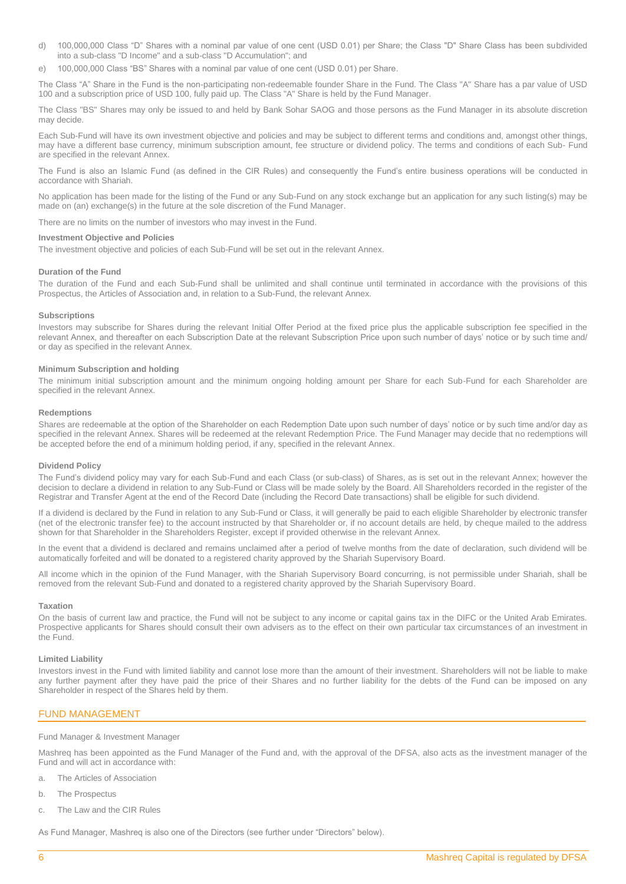d) 100,000,000 Class "D" Shares with a nominal par value of one cent (USD 0.01) per Share; the Class "D" Share Class has been subdivided into a sub-class "D Income" and a sub-class "D Accumulation"; and

e) 100,000,000 Class "BS" Shares with a nominal par value of one cent (USD 0.01) per Share.

The Class "A" Share in the Fund is the non-participating non-redeemable founder Share in the Fund. The Class "A" Share has a par value of USD 100 and a subscription price of USD 100, fully paid up. The Class "A" Share is held by the Fund Manager.

The Class "BS" Shares may only be issued to and held by Bank Sohar SAOG and those persons as the Fund Manager in its absolute discretion may decide.

Each Sub-Fund will have its own investment objective and policies and may be subject to different terms and conditions and, amongst other things, may have a different base currency, minimum subscription amount, fee structure or dividend policy. The terms and conditions of each Sub- Fund are specified in the relevant Annex.

The Fund is also an Islamic Fund (as defined in the CIR Rules) and consequently the Fund's entire business operations will be conducted in accordance with Shariah.

No application has been made for the listing of the Fund or any Sub-Fund on any stock exchange but an application for any such listing(s) may be made on (an) exchange(s) in the future at the sole discretion of the Fund Manager.

There are no limits on the number of investors who may invest in the Fund.

### Investment Objective and Policies

The investment objective and policies of each Sub-Fund will be set out in the relevant Annex.

### Duration of the Fund

The duration of the Fund and each Sub-Fund shall be unlimited and shall continue until terminated in accordance with the provisions of this Prospectus, the Articles of Association and, in relation to a Sub-Fund, the relevant Annex.

### Subscriptions

Investors may subscribe for Shares during the relevant Initial Offer Period at the fixed price plus the applicable subscription fee specified in the relevant Annex, and thereafter on each Subscription Date at the relevant Subscription Price upon such number of days' notice or by such time and/ or day as specified in the relevant Annex.

### Minimum Subscription and holding

The minimum initial subscription amount and the minimum ongoing holding amount per Share for each Sub-Fund for each Shareholder are specified in the relevant Annex.

### Redemptions

Shares are redeemable at the option of the Shareholder on each Redemption Date upon such number of days' notice or by such time and/or day as specified in the relevant Annex. Shares will be redeemed at the relevant Redemption Price. The Fund Manager may decide that no redemptions will be accepted before the end of a minimum holding period, if any, specified in the relevant Annex.

### Dividend Policy

The Fund's dividend policy may vary for each Sub-Fund and each Class (or sub-class) of Shares, as is set out in the relevant Annex; however the decision to declare a dividend in relation to any Sub-Fund or Class will be made solely by the Board. All Shareholders recorded in the register of the Registrar and Transfer Agent at the end of the Record Date (including the Record Date transactions) shall be eligible for such dividend.

If a dividend is declared by the Fund in relation to any Sub-Fund or Class, it will generally be paid to each eligible Shareholder by electronic transfer (net of the electronic transfer fee) to the account instructed by that Shareholder or, if no account details are held, by cheque mailed to the address shown for that Shareholder in the Shareholders Register, except if provided otherwise in the relevant Annex.

In the event that a dividend is declared and remains unclaimed after a period of twelve months from the date of declaration, such dividend will be automatically forfeited and will be donated to a registered charity approved by the Shariah Supervisory Board.

All income which in the opinion of the Fund Manager, with the Shariah Supervisory Board concurring, is not permissible under Shariah, shall be removed from the relevant Sub-Fund and donated to a registered charity approved by the Shariah Supervisory Board.

### Taxation

On the basis of current law and practice, the Fund will not be subject to any income or capital gains tax in the DIFC or the United Arab Emirates. Prospective applicants for Shares should consult their own advisers as to the effect on their own particular tax circumstances of an investment in the Fund.

### Limited Liability

Investors invest in the Fund with limited liability and cannot lose more than the amount of their investment. Shareholders will not be liable to make any further payment after they have paid the price of their Shares and no further liability for the debts of the Fund can be imposed on any Shareholder in respect of the Shares held by them.

## FUND MANAGEMENT

Fund Manager & Investment Manager

Mashreq has been appointed as the Fund Manager of the Fund and, with the approval of the DFSA, also acts as the investment manager of the Fund and will act in accordance with:

a. The Articles of Association

b. The Prospectus

c. The Law and the CIR Rules

As Fund Manager, Mashreq is also one of the Directors (see further under "Directors" below).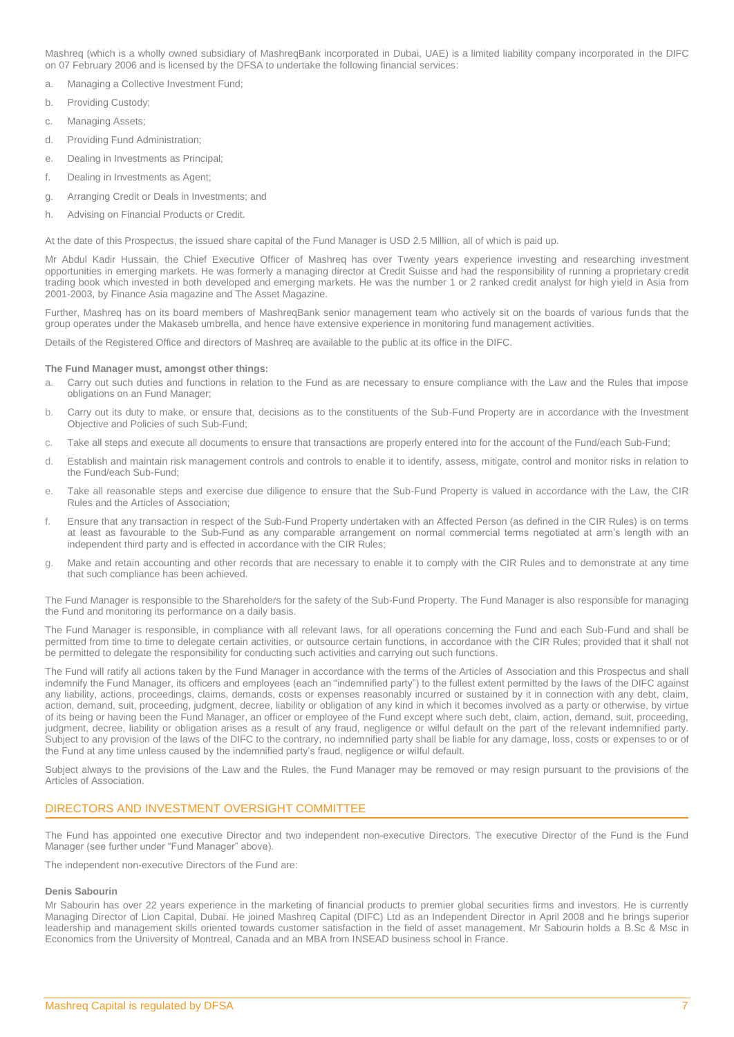Mashreq (which is a wholly owned subsidiary of MashreqBank incorporated in Dubai, UAE) is a limited liability company incorporated in the DIFC on 07 February 2006 and is licensed by the DFSA to undertake the following financial services:

a. Managing a Collective Investment Fund;

b. Providing Custody;

c. Managing Assets;

d. Providing Fund Administration;

e. Dealing in Investments as Principal;

f. Dealing in Investments as Agent;

g. Arranging Credit or Deals in Investments; and

h. Advising on Financial Products or Credit.

At the date of this Prospectus, the issued share capital of the Fund Manager is USD 2.5 Million, all of which is paid up.

Mr Abdul Kadir Hussain, the Chief Executive Officer of Mashreq has over Twenty years experience investing and researching investment opportunities in emerging markets. He was formerly a managing director at Credit Suisse and had the responsibility of running a proprietary credit trading book which invested in both developed and emerging markets. He was the number 1 or 2 ranked credit analyst for high yield in Asia from 2001-2003, by Finance Asia magazine and The Asset Magazine.

Further, Mashreq has on its board members of MashreqBank senior management team who actively sit on the boards of various funds that the group operates under the Makaseb umbrella, and hence have extensive experience in monitoring fund management activities.

Details of the Registered Office and directors of Mashreq are available to the public at its office in the DIFC.

**The Fund Manager must, amongst other things:**

a. Carry out such duties and functions in relation to the Fund as are necessary to ensure compliance with the Law and the Rules that impose obligations on an Fund Manager;

b. Carry out its duty to make, or ensure that, decisions as to the constituents of the Sub-Fund Property are in accordance with the Investment Objective and Policies of such Sub-Fund;

c. Take all steps and execute all documents to ensure that transactions are properly entered into for the account of the Fund/each Sub-Fund;

d. Establish and maintain risk management controls and controls to enable it to identify, assess, mitigate, control and monitor risks in relation to the Fund/each Sub-Fund;

e. Take all reasonable steps and exercise due diligence to ensure that the Sub-Fund Property is valued in accordance with the Law, the CIR Rules and the Articles of Association;

f. Ensure that any transaction in respect of the Sub-Fund Property undertaken with an Affected Person (as defined in the CIR Rules) is on terms at least as favourable to the Sub-Fund as any comparable arrangement on normal commercial terms negotiated at arm's length with an independent third party and is effected in accordance with the CIR Rules;

g. Make and retain accounting and other records that are necessary to enable it to comply with the CIR Rules and to demonstrate at any time that such compliance has been achieved.

The Fund Manager is responsible to the Shareholders for the safety of the Sub-Fund Property. The Fund Manager is also responsible for managing the Fund and monitoring its performance on a daily basis.

The Fund Manager is responsible, in compliance with all relevant laws, for all operations concerning the Fund and each Sub-Fund and shall be permitted from time to time to delegate certain activities, or outsource certain functions, in accordance with the CIR Rules; provided that it shall not be permitted to delegate the responsibility for conducting such activities and carrying out such functions.

The Fund will ratify all actions taken by the Fund Manager in accordance with the terms of the Articles of Association and this Prospectus and shall indemnify the Fund Manager, its officers and employees (each an "indemnified party") to the fullest extent permitted by the laws of the DIFC against any liability, actions, proceedings, claims, demands, costs or expenses reasonably incurred or sustained by it in connection with any debt, claim, action, demand, suit, proceeding, judgment, decree, liability or obligation of any kind in which it becomes involved as a party or otherwise, by virtue of its being or having been the Fund Manager, an officer or employee of the Fund except where such debt, claim, action, demand, suit, proceeding, judgment, decree, liability or obligation arises as a result of any fraud, negligence or wilful default on the part of the relevant indemnified party. Subject to any provision of the laws of the DIFC to the contrary, no indemnified party shall be liable for any damage, loss, costs or expenses to or of the Fund at any time unless caused by the indemnified party's fraud, negligence or wilful default.

Subject always to the provisions of the Law and the Rules, the Fund Manager may be removed or may resign pursuant to the provisions of the Articles of Association.

## DIRECTORS AND INVESTMENT OVERSIGHT COMMITTEE

The Fund has appointed one executive Director and two independent non-executive Directors. The executive Director of the Fund is the Fund Manager (see further under "Fund Manager" above).

The independent non-executive Directors of the Fund are:

**Denis Sabourin**

Mr Sabourin has over 22 years experience in the marketing of financial products to premier global securities firms and investors. He is currently Managing Director of Lion Capital, Dubai. He joined Mashreq Capital (DIFC) Ltd as an Independent Director in April 2008 and he brings superior leadership and management skills oriented towards customer satisfaction in the field of asset management. Mr Sabourin holds a B.Sc & Msc in Economics from the University of Montreal, Canada and an MBA from INSEAD business school in France.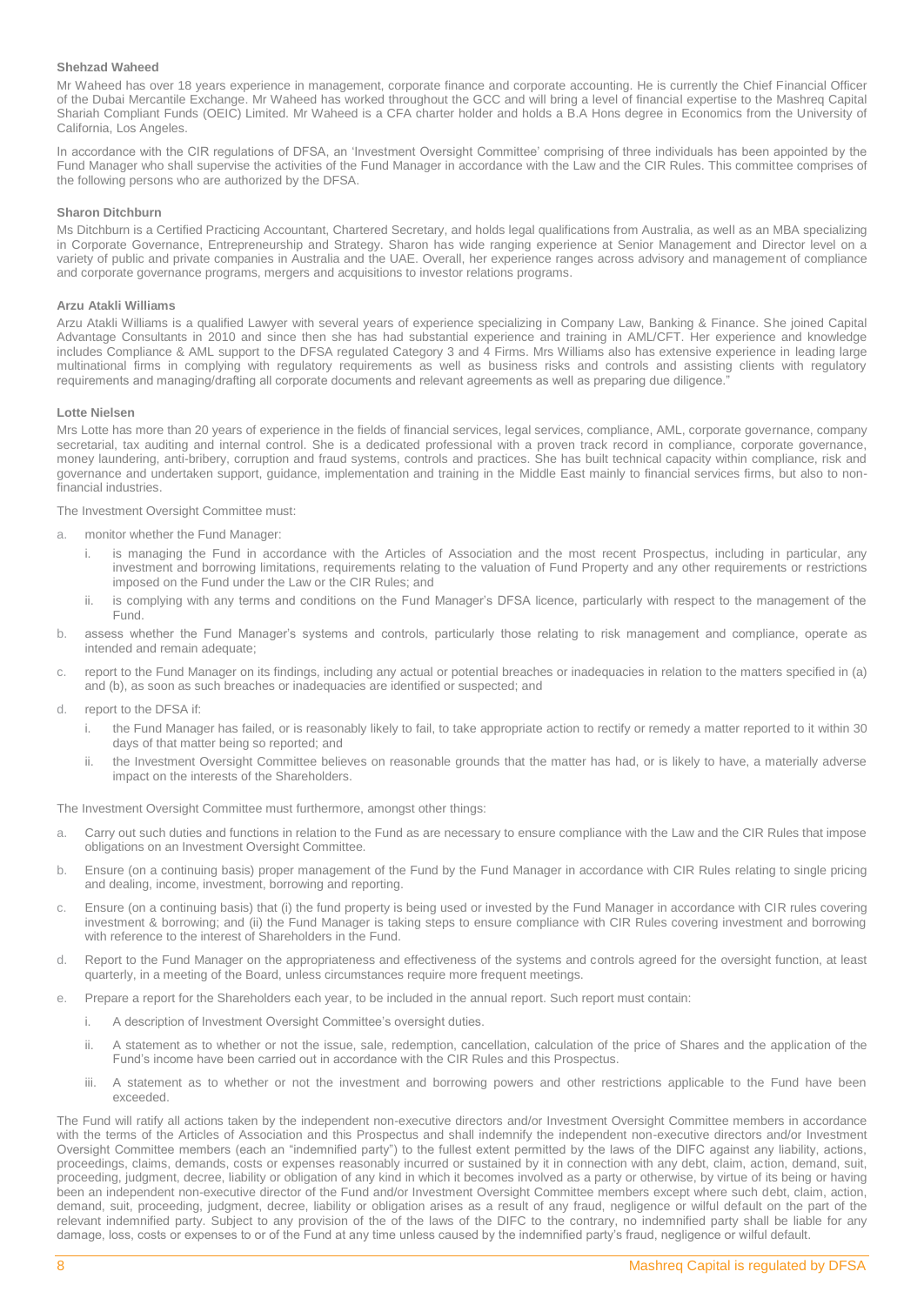### Shehzad Waheed

Mr Waheed has over 18 years experience in management, corporate finance and corporate accounting. He is currently the Chief Financial Officer of the Dubai Mercantile Exchange. Mr Waheed has worked throughout the GCC and will bring a level of financial expertise to the Mashreq Capital Shariah Compliant Funds (OEIC) Limited. Mr Waheed is a CFA charter holder and holds a B.A Hons degree in Economics from the University of California, Los Angeles.

In accordance with the CIR regulations of DFSA, an 'Investment Oversight Committee' comprising of three individuals has been appointed by the Fund Manager who shall supervise the activities of the Fund Manager in accordance with the Law and the CIR Rules. This committee comprises of the following persons who are authorized by the DFSA.

### Sharon Ditchburn

Ms Ditchburn is a Certified Practicing Accountant, Chartered Secretary, and holds legal qualifications from Australia, as well as an MBA specializing in Corporate Governance, Entrepreneurship and Strategy. Sharon has wide ranging experience at Senior Management and Director level on a variety of public and private companies in Australia and the UAE. Overall, her experience ranges across advisory and management of compliance and corporate governance programs, mergers and acquisitions to investor relations programs.

### Arzu Atakli Williams

Arzu Atakli Williams is a qualified Lawyer with several years of experience specializing in Company Law, Banking & Finance. She joined Capital Advantage Consultants in 2010 and since then she has had substantial experience and training in AML/CFT. Her experience and knowledge includes Compliance & AML support to the DFSA regulated Category 3 and 4 Firms. Mrs Williams also has extensive experience in leading large multinational firms in complying with regulatory requirements as well as business risks and controls and assisting clients with regulatory requirements and managing/drafting all corporate documents and relevant agreements as well as preparing due diligence."

### Lotte Nielsen

Mrs Lotte has more than 20 years of experience in the fields of financial services, legal services, compliance, AML, corporate governance, company secretarial, tax auditing and internal control. She is a dedicated professional with a proven track record in compliance, corporate governance, money laundering, anti-bribery, corruption and fraud systems, controls and practices. She has built technical capacity within compliance, risk and governance and undertaken support, guidance, implementation and training in the Middle East mainly to financial services firms, but also to non-financial industries.

The Investment Oversight Committee must:

a. monitor whether the Fund Manager:
   i. is managing the Fund in accordance with the Articles of Association and the most recent Prospectus, including in particular, any investment and borrowing limitations, requirements relating to the valuation of Fund Property and any other requirements or restrictions imposed on the Fund under the Law or the CIR Rules; and
   ii. is complying with any terms and conditions on the Fund Manager's DFSA licence, particularly with respect to the management of the Fund.
b. assess whether the Fund Manager's systems and controls, particularly those relating to risk management and compliance, operate as intended and remain adequate;
c. report to the Fund Manager on its findings, including any actual or potential breaches or inadequacies in relation to the matters specified in (a) and (b), as soon as such breaches or inadequacies are identified or suspected; and
d. report to the DFSA if:
   i. the Fund Manager has failed, or is reasonably likely to fail, to take appropriate action to rectify or remedy a matter reported to it within 30 days of that matter being so reported; and
   ii. the Investment Oversight Committee believes on reasonable grounds that the matter has had, or is likely to have, a materially adverse impact on the interests of the Shareholders.

The Investment Oversight Committee must furthermore, amongst other things:

a. Carry out such duties and functions in relation to the Fund as are necessary to ensure compliance with the Law and the CIR Rules that impose obligations on an Investment Oversight Committee.
b. Ensure (on a continuing basis) proper management of the Fund by the Fund Manager in accordance with CIR Rules relating to single pricing and dealing, income, investment, borrowing and reporting.
c. Ensure (on a continuing basis) that (i) the fund property is being used or invested by the Fund Manager in accordance with CIR rules covering investment & borrowing; and (ii) the Fund Manager is taking steps to ensure compliance with CIR Rules covering investment and borrowing with reference to the interest of Shareholders in the Fund.
d. Report to the Fund Manager on the appropriateness and effectiveness of the systems and controls agreed for the oversight function, at least quarterly, in a meeting of the Board, unless circumstances require more frequent meetings.
e. Prepare a report for the Shareholders each year, to be included in the annual report. Such report must contain:
   i. A description of Investment Oversight Committee's oversight duties.
   ii. A statement as to whether or not the issue, sale, redemption, cancellation, calculation of the price of Shares and the application of the Fund's income have been carried out in accordance with the CIR Rules and this Prospectus.
   iii. A statement as to whether or not the investment and borrowing powers and other restrictions applicable to the Fund have been exceeded.

The Fund will ratify all actions taken by the independent non-executive directors and/or Investment Oversight Committee members in accordance with the terms of the Articles of Association and this Prospectus and shall indemnify the independent non-executive directors and/or Investment Oversight Committee members (each an "indemnified party") to the fullest extent permitted by the laws of the DIFC against any liability, actions, proceedings, claims, demands, costs or expenses reasonably incurred or sustained by it in connection with any debt, claim, action, demand, suit, proceeding, judgment, decree, liability or obligation of any kind in which it becomes involved as a party or otherwise, by virtue of its being or having been an independent non-executive director of the Fund and/or Investment Oversight Committee members except where such debt, claim, action, demand, suit, proceeding, judgment, decree, liability or obligation arises as a result of any fraud, negligence or wilful default on the part of the relevant indemnified party. Subject to any provision of the of the laws of the DIFC to the contrary, no indemnified party shall be liable for any damage, loss, costs or expenses to or of the Fund at any time unless caused by the indemnified party's fraud, negligence or wilful default.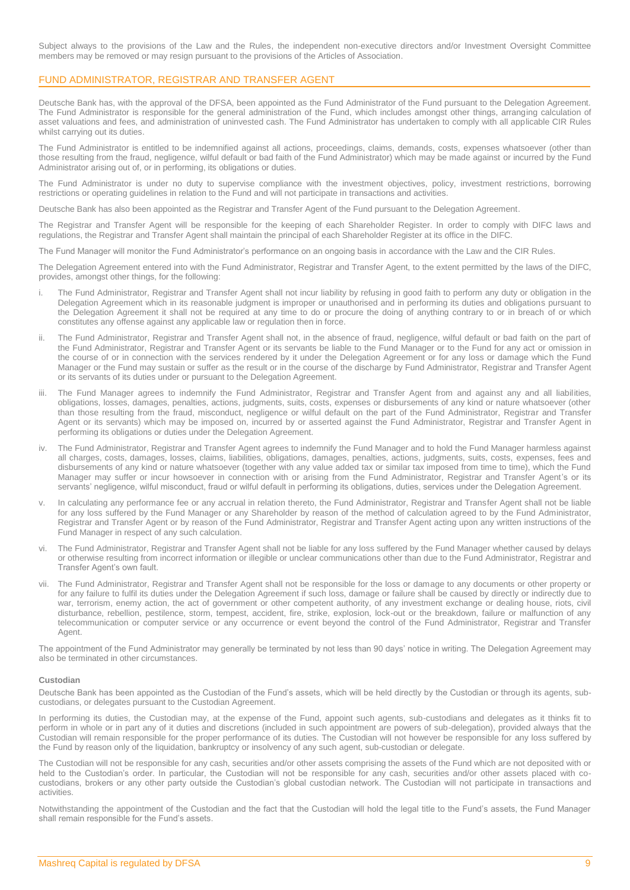Subject always to the provisions of the Law and the Rules, the independent non-executive directors and/or Investment Oversight Committee members may be removed or may resign pursuant to the provisions of the Articles of Association.

## FUND ADMINISTRATOR, REGISTRAR AND TRANSFER AGENT

Deutsche Bank has, with the approval of the DFSA, been appointed as the Fund Administrator of the Fund pursuant to the Delegation Agreement. The Fund Administrator is responsible for the general administration of the Fund, which includes amongst other things, arranging calculation of asset valuations and fees, and administration of uninvested cash. The Fund Administrator has undertaken to comply with all applicable CIR Rules whilst carrying out its duties.

The Fund Administrator is entitled to be indemnified against all actions, proceedings, claims, demands, costs, expenses whatsoever (other than those resulting from the fraud, negligence, wilful default or bad faith of the Fund Administrator) which may be made against or incurred by the Fund Administrator arising out of, or in performing, its obligations or duties.

The Fund Administrator is under no duty to supervise compliance with the investment objectives, policy, investment restrictions, borrowing restrictions or operating guidelines in relation to the Fund and will not participate in transactions and activities.

Deutsche Bank has also been appointed as the Registrar and Transfer Agent of the Fund pursuant to the Delegation Agreement.

The Registrar and Transfer Agent will be responsible for the keeping of each Shareholder Register. In order to comply with DIFC laws and regulations, the Registrar and Transfer Agent shall maintain the principal of each Shareholder Register at its office in the DIFC.

The Fund Manager will monitor the Fund Administrator's performance on an ongoing basis in accordance with the Law and the CIR Rules.

The Delegation Agreement entered into with the Fund Administrator, Registrar and Transfer Agent, to the extent permitted by the laws of the DIFC, provides, amongst other things, for the following:

i. The Fund Administrator, Registrar and Transfer Agent shall not incur liability by refusing in good faith to perform any duty or obligation in the Delegation Agreement which in its reasonable judgment is improper or unauthorised and in performing its duties and obligations pursuant to the Delegation Agreement it shall not be required at any time to do or procure the doing of anything contrary to or in breach of or which constitutes any offense against any applicable law or regulation then in force.

ii. The Fund Administrator, Registrar and Transfer Agent shall not, in the absence of fraud, negligence, wilful default or bad faith on the part of the Fund Administrator, Registrar and Transfer Agent or its servants be liable to the Fund Manager or to the Fund for any act or omission in the course of or in connection with the services rendered by it under the Delegation Agreement or for any loss or damage which the Fund Manager or the Fund may sustain or suffer as the result or in the course of the discharge by Fund Administrator, Registrar and Transfer Agent or its servants of its duties under or pursuant to the Delegation Agreement.

iii. The Fund Manager agrees to indemnify the Fund Administrator, Registrar and Transfer Agent from and against any and all liabilities, obligations, losses, damages, penalties, actions, judgments, suits, costs, expenses or disbursements of any kind or nature whatsoever (other than those resulting from the fraud, misconduct, negligence or wilful default on the part of the Fund Administrator, Registrar and Transfer Agent or its servants) which may be imposed on, incurred by or asserted against the Fund Administrator, Registrar and Transfer Agent in performing its obligations or duties under the Delegation Agreement.

iv. The Fund Administrator, Registrar and Transfer Agent agrees to indemnify the Fund Manager and to hold the Fund Manager harmless against all charges, costs, damages, losses, claims, liabilities, obligations, damages, penalties, actions, judgments, suits, costs, expenses, fees and disbursements of any kind or nature whatsoever (together with any value added tax or similar tax imposed from time to time), which the Fund Manager may suffer or incur howsoever in connection with or arising from the Fund Administrator, Registrar and Transfer Agent's or its servants' negligence, wilful misconduct, fraud or wilful default in performing its obligations, duties, services under the Delegation Agreement.

v. In calculating any performance fee or any accrual in relation thereto, the Fund Administrator, Registrar and Transfer Agent shall not be liable for any loss suffered by the Fund Manager or any Shareholder by reason of the method of calculation agreed to by the Fund Administrator, Registrar and Transfer Agent or by reason of the Fund Administrator, Registrar and Transfer Agent acting upon any written instructions of the Fund Manager in respect of any such calculation.

vi. The Fund Administrator, Registrar and Transfer Agent shall not be liable for any loss suffered by the Fund Manager whether caused by delays or otherwise resulting from incorrect information or illegible or unclear communications other than due to the Fund Administrator, Registrar and Transfer Agent's own fault.

vii. The Fund Administrator, Registrar and Transfer Agent shall not be responsible for the loss or damage to any documents or other property or for any failure to fulfil its duties under the Delegation Agreement if such loss, damage or failure shall be caused by directly or indirectly due to war, terrorism, enemy action, the act of government or other competent authority, of any investment exchange or dealing house, riots, civil disturbance, rebellion, pestilence, storm, tempest, accident, fire, strike, explosion, lock-out or the breakdown, failure or malfunction of any telecommunication or computer service or any occurrence or event beyond the control of the Fund Administrator, Registrar and Transfer Agent.

The appointment of the Fund Administrator may generally be terminated by not less than 90 days' notice in writing. The Delegation Agreement may also be terminated in other circumstances.

### Custodian

Deutsche Bank has been appointed as the Custodian of the Fund's assets, which will be held directly by the Custodian or through its agents, sub-custodians, or delegates pursuant to the Custodian Agreement.

In performing its duties, the Custodian may, at the expense of the Fund, appoint such agents, sub-custodians and delegates as it thinks fit to perform in whole or in part any of it duties and discretions (included in such appointment are powers of sub-delegation), provided always that the Custodian will remain responsible for the proper performance of its duties. The Custodian will not however be responsible for any loss suffered by the Fund by reason only of the liquidation, bankruptcy or insolvency of any such agent, sub-custodian or delegate.

The Custodian will not be responsible for any cash, securities and/or other assets comprising the assets of the Fund which are not deposited with or held to the Custodian's order. In particular, the Custodian will not be responsible for any cash, securities and/or other assets placed with co-custodians, brokers or any other party outside the Custodian's global custodian network. The Custodian will not participate in transactions and activities.

Notwithstanding the appointment of the Custodian and the fact that the Custodian will hold the legal title to the Fund's assets, the Fund Manager shall remain responsible for the Fund's assets.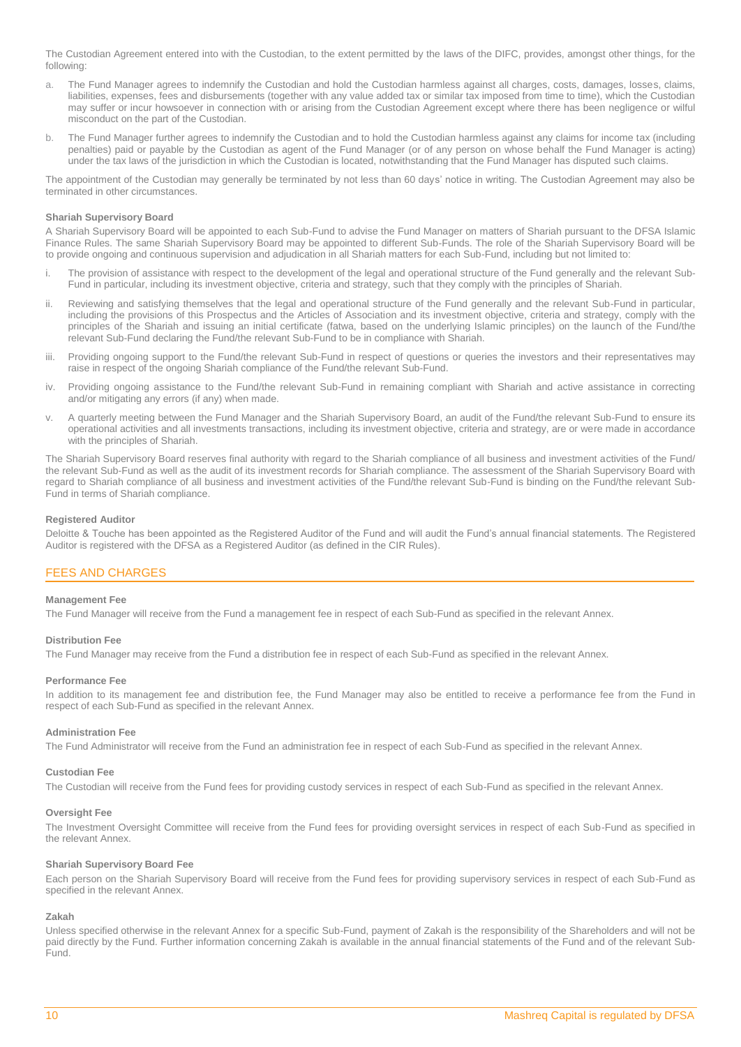The Custodian Agreement entered into with the Custodian, to the extent permitted by the laws of the DIFC, provides, amongst other things, for the following:

a. The Fund Manager agrees to indemnify the Custodian and hold the Custodian harmless against all charges, costs, damages, losses, claims, liabilities, expenses, fees and disbursements (together with any value added tax or similar tax imposed from time to time), which the Custodian may suffer or incur howsoever in connection with or arising from the Custodian Agreement except where there has been negligence or wilful misconduct on the part of the Custodian.

b. The Fund Manager further agrees to indemnify the Custodian and to hold the Custodian harmless against any claims for income tax (including penalties) paid or payable by the Custodian as agent of the Fund Manager (or of any person on whose behalf the Fund Manager is acting) under the tax laws of the jurisdiction in which the Custodian is located, notwithstanding that the Fund Manager has disputed such claims.

The appointment of the Custodian may generally be terminated by not less than 60 days' notice in writing. The Custodian Agreement may also be terminated in other circumstances.

**Shariah Supervisory Board**

A Shariah Supervisory Board will be appointed to each Sub-Fund to advise the Fund Manager on matters of Shariah pursuant to the DFSA Islamic Finance Rules. The same Shariah Supervisory Board may be appointed to different Sub-Funds. The role of the Shariah Supervisory Board will be to provide ongoing and continuous supervision and adjudication in all Shariah matters for each Sub-Fund, including but not limited to:

i. The provision of assistance with respect to the development of the legal and operational structure of the Fund generally and the relevant Sub-Fund in particular, including its investment objective, criteria and strategy, such that they comply with the principles of Shariah.

ii. Reviewing and satisfying themselves that the legal and operational structure of the Fund generally and the relevant Sub-Fund in particular, including the provisions of this Prospectus and the Articles of Association and its investment objective, criteria and strategy, comply with the principles of the Shariah and issuing an initial certificate (fatwa, based on the underlying Islamic principles) on the launch of the Fund/the relevant Sub-Fund declaring the Fund/the relevant Sub-Fund to be in compliance with Shariah.

iii. Providing ongoing support to the Fund/the relevant Sub-Fund in respect of questions or queries the investors and their representatives may raise in respect of the ongoing Shariah compliance of the Fund/the relevant Sub-Fund.

iv. Providing ongoing assistance to the Fund/the relevant Sub-Fund in remaining compliant with Shariah and active assistance in correcting and/or mitigating any errors (if any) when made.

v. A quarterly meeting between the Fund Manager and the Shariah Supervisory Board, an audit of the Fund/the relevant Sub-Fund to ensure its operational activities and all investments transactions, including its investment objective, criteria and strategy, are or were made in accordance with the principles of Shariah.

The Shariah Supervisory Board reserves final authority with regard to the Shariah compliance of all business and investment activities of the Fund/ the relevant Sub-Fund as well as the audit of its investment records for Shariah compliance. The assessment of the Shariah Supervisory Board with regard to Shariah compliance of all business and investment activities of the Fund/the relevant Sub-Fund is binding on the Fund/the relevant Sub-Fund in terms of Shariah compliance.

**Registered Auditor**

Deloitte & Touche has been appointed as the Registered Auditor of the Fund and will audit the Fund's annual financial statements. The Registered Auditor is registered with the DFSA as a Registered Auditor (as defined in the CIR Rules).

## FEES AND CHARGES

**Management Fee**

The Fund Manager will receive from the Fund a management fee in respect of each Sub-Fund as specified in the relevant Annex.

**Distribution Fee**

The Fund Manager may receive from the Fund a distribution fee in respect of each Sub-Fund as specified in the relevant Annex.

**Performance Fee**

In addition to its management fee and distribution fee, the Fund Manager may also be entitled to receive a performance fee from the Fund in respect of each Sub-Fund as specified in the relevant Annex.

**Administration Fee**

The Fund Administrator will receive from the Fund an administration fee in respect of each Sub-Fund as specified in the relevant Annex.

**Custodian Fee**

The Custodian will receive from the Fund fees for providing custody services in respect of each Sub-Fund as specified in the relevant Annex.

**Oversight Fee**

The Investment Oversight Committee will receive from the Fund fees for providing oversight services in respect of each Sub-Fund as specified in the relevant Annex.

**Shariah Supervisory Board Fee**

Each person on the Shariah Supervisory Board will receive from the Fund fees for providing supervisory services in respect of each Sub-Fund as specified in the relevant Annex.

**Zakah**

Unless specified otherwise in the relevant Annex for a specific Sub-Fund, payment of Zakah is the responsibility of the Shareholders and will not be paid directly by the Fund. Further information concerning Zakah is available in the annual financial statements of the Fund and of the relevant Sub-Fund.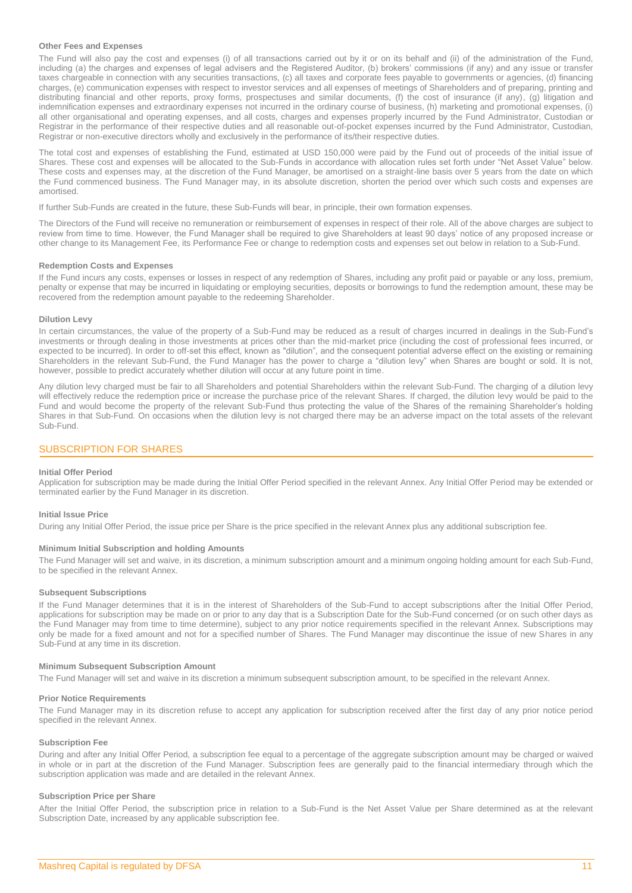### Other Fees and Expenses

The Fund will also pay the cost and expenses (i) of all transactions carried out by it or on its behalf and (ii) of the administration of the Fund, including (a) the charges and expenses of legal advisers and the Registered Auditor, (b) brokers' commissions (if any) and any issue or transfer taxes chargeable in connection with any securities transactions, (c) all taxes and corporate fees payable to governments or agencies, (d) financing charges, (e) communication expenses with respect to investor services and all expenses of meetings of Shareholders and of preparing, printing and distributing financial and other reports, proxy forms, prospectuses and similar documents, (f) the cost of insurance (if any), (g) litigation and indemnification expenses and extraordinary expenses not incurred in the ordinary course of business, (h) marketing and promotional expenses, (i) all other organisational and operating expenses, and all costs, charges and expenses properly incurred by the Fund Administrator, Custodian or Registrar in the performance of their respective duties and all reasonable out-of-pocket expenses incurred by the Fund Administrator, Custodian, Registrar or non-executive directors wholly and exclusively in the performance of its/their respective duties.

The total cost and expenses of establishing the Fund, estimated at USD 150,000 were paid by the Fund out of proceeds of the initial issue of Shares. These cost and expenses will be allocated to the Sub-Funds in accordance with allocation rules set forth under "Net Asset Value" below. These costs and expenses may, at the discretion of the Fund Manager, be amortised on a straight-line basis over 5 years from the date on which the Fund commenced business. The Fund Manager may, in its absolute discretion, shorten the period over which such costs and expenses are amortised.

If further Sub-Funds are created in the future, these Sub-Funds will bear, in principle, their own formation expenses.

The Directors of the Fund will receive no remuneration or reimbursement of expenses in respect of their role. All of the above charges are subject to review from time to time. However, the Fund Manager shall be required to give Shareholders at least 90 days' notice of any proposed increase or other change to its Management Fee, its Performance Fee or change to redemption costs and expenses set out below in relation to a Sub-Fund.

### Redemption Costs and Expenses

If the Fund incurs any costs, expenses or losses in respect of any redemption of Shares, including any profit paid or payable or any loss, premium, penalty or expense that may be incurred in liquidating or employing securities, deposits or borrowings to fund the redemption amount, these may be recovered from the redemption amount payable to the redeeming Shareholder.

### Dilution Levy

In certain circumstances, the value of the property of a Sub-Fund may be reduced as a result of charges incurred in dealings in the Sub-Fund's investments or through dealing in those investments at prices other than the mid-market price (including the cost of professional fees incurred, or expected to be incurred). In order to off-set this effect, known as "dilution", and the consequent potential adverse effect on the existing or remaining Shareholders in the relevant Sub-Fund, the Fund Manager has the power to charge a "dilution levy" when Shares are bought or sold. It is not, however, possible to predict accurately whether dilution will occur at any future point in time.

Any dilution levy charged must be fair to all Shareholders and potential Shareholders within the relevant Sub-Fund. The charging of a dilution levy will effectively reduce the redemption price or increase the purchase price of the relevant Shares. If charged, the dilution levy would be paid to the Fund and would become the property of the relevant Sub-Fund thus protecting the value of the Shares of the remaining Shareholder's holding Shares in that Sub-Fund. On occasions when the dilution levy is not charged there may be an adverse impact on the total assets of the relevant Sub-Fund.

## SUBSCRIPTION FOR SHARES

### Initial Offer Period

Application for subscription may be made during the Initial Offer Period specified in the relevant Annex. Any Initial Offer Period may be extended or terminated earlier by the Fund Manager in its discretion.

### Initial Issue Price

During any Initial Offer Period, the issue price per Share is the price specified in the relevant Annex plus any additional subscription fee.

### Minimum Initial Subscription and holding Amounts

The Fund Manager will set and waive, in its discretion, a minimum subscription amount and a minimum ongoing holding amount for each Sub-Fund, to be specified in the relevant Annex.

### Subsequent Subscriptions

If the Fund Manager determines that it is in the interest of Shareholders of the Sub-Fund to accept subscriptions after the Initial Offer Period, applications for subscription may be made on or prior to any day that is a Subscription Date for the Sub-Fund concerned (or on such other days as the Fund Manager may from time to time determine), subject to any prior notice requirements specified in the relevant Annex. Subscriptions may only be made for a fixed amount and not for a specified number of Shares. The Fund Manager may discontinue the issue of new Shares in any Sub-Fund at any time in its discretion.

### Minimum Subsequent Subscription Amount

The Fund Manager will set and waive in its discretion a minimum subsequent subscription amount, to be specified in the relevant Annex.

### Prior Notice Requirements

The Fund Manager may in its discretion refuse to accept any application for subscription received after the first day of any prior notice period specified in the relevant Annex.

### Subscription Fee

During and after any Initial Offer Period, a subscription fee equal to a percentage of the aggregate subscription amount may be charged or waived in whole or in part at the discretion of the Fund Manager. Subscription fees are generally paid to the financial intermediary through which the subscription application was made and are detailed in the relevant Annex.

### Subscription Price per Share

After the Initial Offer Period, the subscription price in relation to a Sub-Fund is the Net Asset Value per Share determined as at the relevant Subscription Date, increased by any applicable subscription fee.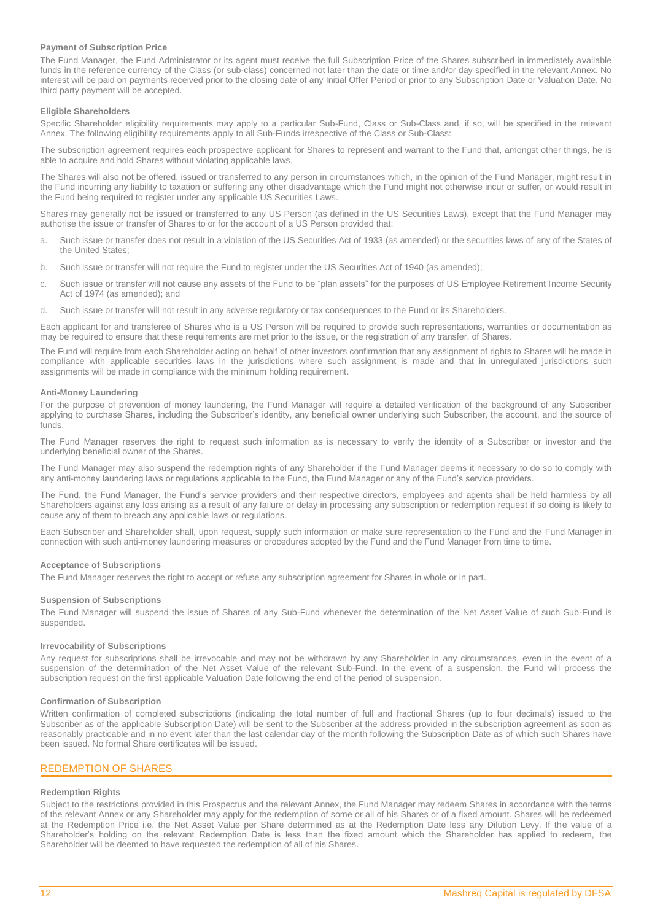#### Payment of Subscription Price

The Fund Manager, the Fund Administrator or its agent must receive the full Subscription Price of the Shares subscribed in immediately available funds in the reference currency of the Class (or sub-class) concerned not later than the date or time and/or day specified in the relevant Annex. No interest will be paid on payments received prior to the closing date of any Initial Offer Period or prior to any Subscription Date or Valuation Date. No third party payment will be accepted.

#### Eligible Shareholders

Specific Shareholder eligibility requirements may apply to a particular Sub-Fund, Class or Sub-Class and, if so, will be specified in the relevant Annex. The following eligibility requirements apply to all Sub-Funds irrespective of the Class or Sub-Class:

The subscription agreement requires each prospective applicant for Shares to represent and warrant to the Fund that, amongst other things, he is able to acquire and hold Shares without violating applicable laws.

The Shares will also not be offered, issued or transferred to any person in circumstances which, in the opinion of the Fund Manager, might result in the Fund incurring any liability to taxation or suffering any other disadvantage which the Fund might not otherwise incur or suffer, or would result in the Fund being required to register under any applicable US Securities Laws.

Shares may generally not be issued or transferred to any US Person (as defined in the US Securities Laws), except that the Fund Manager may authorise the issue or transfer of Shares to or for the account of a US Person provided that:

a. Such issue or transfer does not result in a violation of the US Securities Act of 1933 (as amended) or the securities laws of any of the States of the United States;
b. Such issue or transfer will not require the Fund to register under the US Securities Act of 1940 (as amended);
c. Such issue or transfer will not cause any assets of the Fund to be "plan assets" for the purposes of US Employee Retirement Income Security Act of 1974 (as amended); and
d. Such issue or transfer will not result in any adverse regulatory or tax consequences to the Fund or its Shareholders.

Each applicant for and transferee of Shares who is a US Person will be required to provide such representations, warranties or documentation as may be required to ensure that these requirements are met prior to the issue, or the registration of any transfer, of Shares.

The Fund will require from each Shareholder acting on behalf of other investors confirmation that any assignment of rights to Shares will be made in compliance with applicable securities laws in the jurisdictions where such assignment is made and that in unregulated jurisdictions such assignments will be made in compliance with the minimum holding requirement.

#### Anti-Money Laundering

For the purpose of prevention of money laundering, the Fund Manager will require a detailed verification of the background of any Subscriber applying to purchase Shares, including the Subscriber's identity, any beneficial owner underlying such Subscriber, the account, and the source of funds.

The Fund Manager reserves the right to request such information as is necessary to verify the identity of a Subscriber or investor and the underlying beneficial owner of the Shares.

The Fund Manager may also suspend the redemption rights of any Shareholder if the Fund Manager deems it necessary to do so to comply with any anti-money laundering laws or regulations applicable to the Fund, the Fund Manager or any of the Fund's service providers.

The Fund, the Fund Manager, the Fund's service providers and their respective directors, employees and agents shall be held harmless by all Shareholders against any loss arising as a result of any failure or delay in processing any subscription or redemption request if so doing is likely to cause any of them to breach any applicable laws or regulations.

Each Subscriber and Shareholder shall, upon request, supply such information or make sure representation to the Fund and the Fund Manager in connection with such anti-money laundering measures or procedures adopted by the Fund and the Fund Manager from time to time.

#### Acceptance of Subscriptions

The Fund Manager reserves the right to accept or refuse any subscription agreement for Shares in whole or in part.

#### Suspension of Subscriptions

The Fund Manager will suspend the issue of Shares of any Sub-Fund whenever the determination of the Net Asset Value of such Sub-Fund is suspended.

#### Irrevocability of Subscriptions

Any request for subscriptions shall be irrevocable and may not be withdrawn by any Shareholder in any circumstances, even in the event of a suspension of the determination of the Net Asset Value of the relevant Sub-Fund. In the event of a suspension, the Fund will process the subscription request on the first applicable Valuation Date following the end of the period of suspension.

#### Confirmation of Subscription

Written confirmation of completed subscriptions (indicating the total number of full and fractional Shares (up to four decimals) issued to the Subscriber as of the applicable Subscription Date) will be sent to the Subscriber at the address provided in the subscription agreement as soon as reasonably practicable and in no event later than the last calendar day of the month following the Subscription Date as of which such Shares have been issued. No formal Share certificates will be issued.

## REDEMPTION OF SHARES

#### Redemption Rights

Subject to the restrictions provided in this Prospectus and the relevant Annex, the Fund Manager may redeem Shares in accordance with the terms of the relevant Annex or any Shareholder may apply for the redemption of some or all of his Shares or of a fixed amount. Shares will be redeemed at the Redemption Price i.e. the Net Asset Value per Share determined as at the Redemption Date less any Dilution Levy. If the value of a Shareholder's holding on the relevant Redemption Date is less than the fixed amount which the Shareholder has applied to redeem, the Shareholder will be deemed to have requested the redemption of all of his Shares.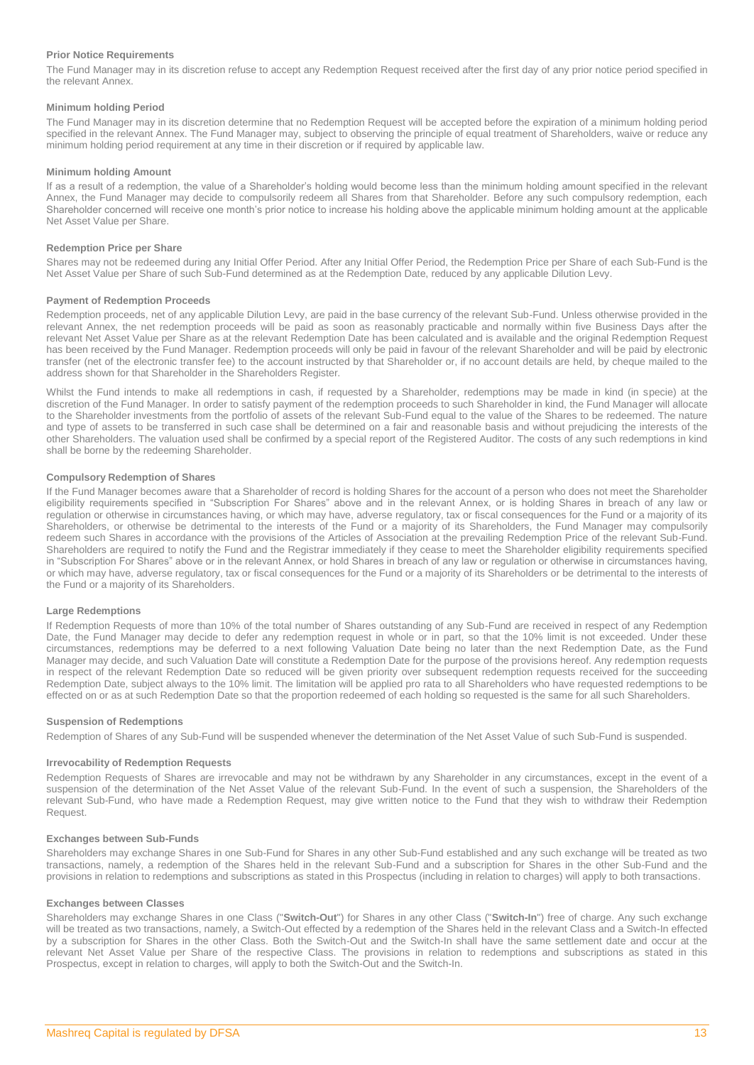### Prior Notice Requirements

The Fund Manager may in its discretion refuse to accept any Redemption Request received after the first day of any prior notice period specified in the relevant Annex.

### Minimum holding Period

The Fund Manager may in its discretion determine that no Redemption Request will be accepted before the expiration of a minimum holding period specified in the relevant Annex. The Fund Manager may, subject to observing the principle of equal treatment of Shareholders, waive or reduce any minimum holding period requirement at any time in their discretion or if required by applicable law.

### Minimum holding Amount

If as a result of a redemption, the value of a Shareholder's holding would become less than the minimum holding amount specified in the relevant Annex, the Fund Manager may decide to compulsorily redeem all Shares from that Shareholder. Before any such compulsory redemption, each Shareholder concerned will receive one month's prior notice to increase his holding above the applicable minimum holding amount at the applicable Net Asset Value per Share.

### Redemption Price per Share

Shares may not be redeemed during any Initial Offer Period. After any Initial Offer Period, the Redemption Price per Share of each Sub-Fund is the Net Asset Value per Share of such Sub-Fund determined as at the Redemption Date, reduced by any applicable Dilution Levy.

### Payment of Redemption Proceeds

Redemption proceeds, net of any applicable Dilution Levy, are paid in the base currency of the relevant Sub-Fund. Unless otherwise provided in the relevant Annex, the net redemption proceeds will be paid as soon as reasonably practicable and normally within five Business Days after the relevant Net Asset Value per Share as at the relevant Redemption Date has been calculated and is available and the original Redemption Request has been received by the Fund Manager. Redemption proceeds will only be paid in favour of the relevant Shareholder and will be paid by electronic transfer (net of the electronic transfer fee) to the account instructed by that Shareholder or, if no account details are held, by cheque mailed to the address shown for that Shareholder in the Shareholders Register.

Whilst the Fund intends to make all redemptions in cash, if requested by a Shareholder, redemptions may be made in kind (in specie) at the discretion of the Fund Manager. In order to satisfy payment of the redemption proceeds to such Shareholder in kind, the Fund Manager will allocate to the Shareholder investments from the portfolio of assets of the relevant Sub-Fund equal to the value of the Shares to be redeemed. The nature and type of assets to be transferred in such case shall be determined on a fair and reasonable basis and without prejudicing the interests of the other Shareholders. The valuation used shall be confirmed by a special report of the Registered Auditor. The costs of any such redemptions in kind shall be borne by the redeeming Shareholder.

### Compulsory Redemption of Shares

If the Fund Manager becomes aware that a Shareholder of record is holding Shares for the account of a person who does not meet the Shareholder eligibility requirements specified in "Subscription For Shares" above and in the relevant Annex, or is holding Shares in breach of any law or regulation or otherwise in circumstances having, or which may have, adverse regulatory, tax or fiscal consequences for the Fund or a majority of its Shareholders, or otherwise be detrimental to the interests of the Fund or a majority of its Shareholders, the Fund Manager may compulsorily redeem such Shares in accordance with the provisions of the Articles of Association at the prevailing Redemption Price of the relevant Sub-Fund. Shareholders are required to notify the Fund and the Registrar immediately if they cease to meet the Shareholder eligibility requirements specified in "Subscription For Shares" above or in the relevant Annex, or hold Shares in breach of any law or regulation or otherwise in circumstances having, or which may have, adverse regulatory, tax or fiscal consequences for the Fund or a majority of its Shareholders or be detrimental to the interests of the Fund or a majority of its Shareholders.

### Large Redemptions

If Redemption Requests of more than 10% of the total number of Shares outstanding of any Sub-Fund are received in respect of any Redemption Date, the Fund Manager may decide to defer any redemption request in whole or in part, so that the 10% limit is not exceeded. Under these circumstances, redemptions may be deferred to a next following Valuation Date being no later than the next Redemption Date, as the Fund Manager may decide, and such Valuation Date will constitute a Redemption Date for the purpose of the provisions hereof. Any redemption requests in respect of the relevant Redemption Date so reduced will be given priority over subsequent redemption requests received for the succeeding Redemption Date, subject always to the 10% limit. The limitation will be applied pro rata to all Shareholders who have requested redemptions to be effected on or as at such Redemption Date so that the proportion redeemed of each holding so requested is the same for all such Shareholders.

### Suspension of Redemptions

Redemption of Shares of any Sub-Fund will be suspended whenever the determination of the Net Asset Value of such Sub-Fund is suspended.

### Irrevocability of Redemption Requests

Redemption Requests of Shares are irrevocable and may not be withdrawn by any Shareholder in any circumstances, except in the event of a suspension of the determination of the Net Asset Value of the relevant Sub-Fund. In the event of such a suspension, the Shareholders of the relevant Sub-Fund, who have made a Redemption Request, may give written notice to the Fund that they wish to withdraw their Redemption Request.

### Exchanges between Sub-Funds

Shareholders may exchange Shares in one Sub-Fund for Shares in any other Sub-Fund established and any such exchange will be treated as two transactions, namely, a redemption of the Shares held in the relevant Sub-Fund and a subscription for Shares in the other Sub-Fund and the provisions in relation to redemptions and subscriptions as stated in this Prospectus (including in relation to charges) will apply to both transactions.

### Exchanges between Classes

Shareholders may exchange Shares in one Class ("**Switch-Out**") for Shares in any other Class ("**Switch-In**") free of charge. Any such exchange will be treated as two transactions, namely, a Switch-Out effected by a redemption of the Shares held in the relevant Class and a Switch-In effected by a subscription for Shares in the other Class. Both the Switch-Out and the Switch-In shall have the same settlement date and occur at the relevant Net Asset Value per Share of the respective Class. The provisions in relation to redemptions and subscriptions as stated in this Prospectus, except in relation to charges, will apply to both the Switch-Out and the Switch-In.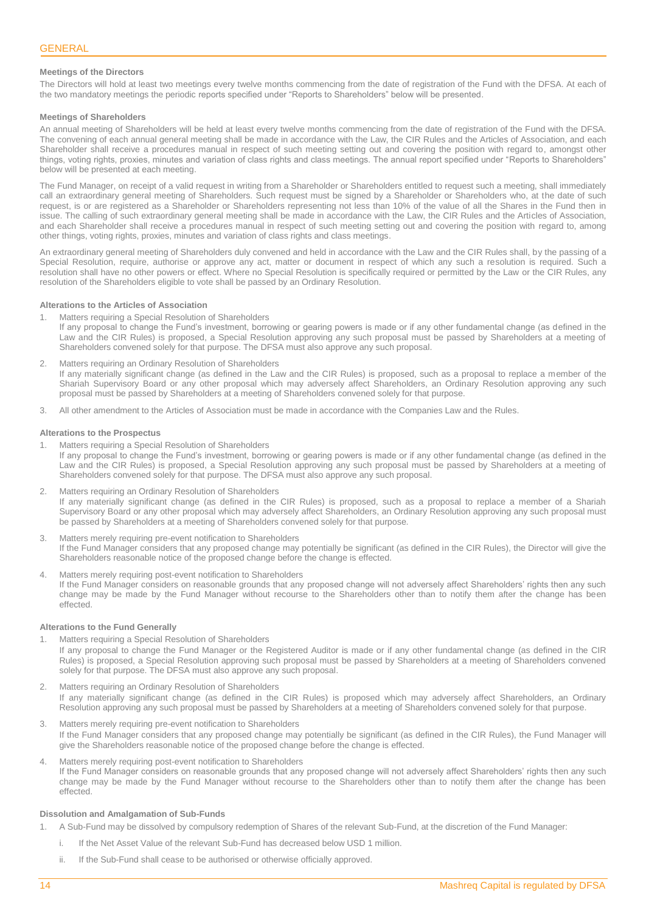# GENERAL

### Meetings of the Directors

The Directors will hold at least two meetings every twelve months commencing from the date of registration of the Fund with the DFSA. At each of the two mandatory meetings the periodic reports specified under "Reports to Shareholders" below will be presented.

### Meetings of Shareholders

An annual meeting of Shareholders will be held at least every twelve months commencing from the date of registration of the Fund with the DFSA. The convening of each annual general meeting shall be made in accordance with the Law, the CIR Rules and the Articles of Association, and each Shareholder shall receive a procedures manual in respect of such meeting setting out and covering the position with regard to, amongst other things, voting rights, proxies, minutes and variation of class rights and class meetings. The annual report specified under "Reports to Shareholders" below will be presented at each meeting.

The Fund Manager, on receipt of a valid request in writing from a Shareholder or Shareholders entitled to request such a meeting, shall immediately call an extraordinary general meeting of Shareholders. Such request must be signed by a Shareholder or Shareholders who, at the date of such request, is or are registered as a Shareholder or Shareholders representing not less than 10% of the value of all the Shares in the Fund then in issue. The calling of such extraordinary general meeting shall be made in accordance with the Law, the CIR Rules and the Articles of Association, and each Shareholder shall receive a procedures manual in respect of such meeting setting out and covering the position with regard to, among other things, voting rights, proxies, minutes and variation of class rights and class meetings.

An extraordinary general meeting of Shareholders duly convened and held in accordance with the Law and the CIR Rules shall, by the passing of a Special Resolution, require, authorise or approve any act, matter or document in respect of which any such a resolution is required. Such a resolution shall have no other powers or effect. Where no Special Resolution is specifically required or permitted by the Law or the CIR Rules, any resolution of the Shareholders eligible to vote shall be passed by an Ordinary Resolution.

### Alterations to the Articles of Association

1. Matters requiring a Special Resolution of Shareholders
   If any proposal to change the Fund's investment, borrowing or gearing powers is made or if any other fundamental change (as defined in the Law and the CIR Rules) is proposed, a Special Resolution approving any such proposal must be passed by Shareholders at a meeting of Shareholders convened solely for that purpose. The DFSA must also approve any such proposal.
2. Matters requiring an Ordinary Resolution of Shareholders
   If any materially significant change (as defined in the Law and the CIR Rules) is proposed, such as a proposal to replace a member of the Shariah Supervisory Board or any other proposal which may adversely affect Shareholders, an Ordinary Resolution approving any such proposal must be passed by Shareholders at a meeting of Shareholders convened solely for that purpose.
3. All other amendment to the Articles of Association must be made in accordance with the Companies Law and the Rules.

### Alterations to the Prospectus

1. Matters requiring a Special Resolution of Shareholders
   If any proposal to change the Fund's investment, borrowing or gearing powers is made or if any other fundamental change (as defined in the Law and the CIR Rules) is proposed, a Special Resolution approving any such proposal must be passed by Shareholders at a meeting of Shareholders convened solely for that purpose. The DFSA must also approve any such proposal.
2. Matters requiring an Ordinary Resolution of Shareholders
   If any materially significant change (as defined in the CIR Rules) is proposed, such as a proposal to replace a member of a Shariah Supervisory Board or any other proposal which may adversely affect Shareholders, an Ordinary Resolution approving any such proposal must be passed by Shareholders at a meeting of Shareholders convened solely for that purpose.
3. Matters merely requiring pre-event notification to Shareholders
   If the Fund Manager considers that any proposed change may potentially be significant (as defined in the CIR Rules), the Director will give the Shareholders reasonable notice of the proposed change before the change is effected.
4. Matters merely requiring post-event notification to Shareholders
   If the Fund Manager considers on reasonable grounds that any proposed change will not adversely affect Shareholders' rights then any such change may be made by the Fund Manager without recourse to the Shareholders other than to notify them after the change has been effected.

### Alterations to the Fund Generally

1. Matters requiring a Special Resolution of Shareholders
   If any proposal to change the Fund Manager or the Registered Auditor is made or if any other fundamental change (as defined in the CIR Rules) is proposed, a Special Resolution approving such proposal must be passed by Shareholders at a meeting of Shareholders convened solely for that purpose. The DFSA must also approve any such proposal.
2. Matters requiring an Ordinary Resolution of Shareholders
   If any materially significant change (as defined in the CIR Rules) is proposed which may adversely affect Shareholders, an Ordinary Resolution approving any such proposal must be passed by Shareholders at a meeting of Shareholders convened solely for that purpose.
3. Matters merely requiring pre-event notification to Shareholders
   If the Fund Manager considers that any proposed change may potentially be significant (as defined in the CIR Rules), the Fund Manager will give the Shareholders reasonable notice of the proposed change before the change is effected.
4. Matters merely requiring post-event notification to Shareholders
   If the Fund Manager considers on reasonable grounds that any proposed change will not adversely affect Shareholders' rights then any such change may be made by the Fund Manager without recourse to the Shareholders other than to notify them after the change has been effected.

### Dissolution and Amalgamation of Sub-Funds

1. A Sub-Fund may be dissolved by compulsory redemption of Shares of the relevant Sub-Fund, at the discretion of the Fund Manager:
   i. If the Net Asset Value of the relevant Sub-Fund has decreased below USD 1 million.
   ii. If the Sub-Fund shall cease to be authorised or otherwise officially approved.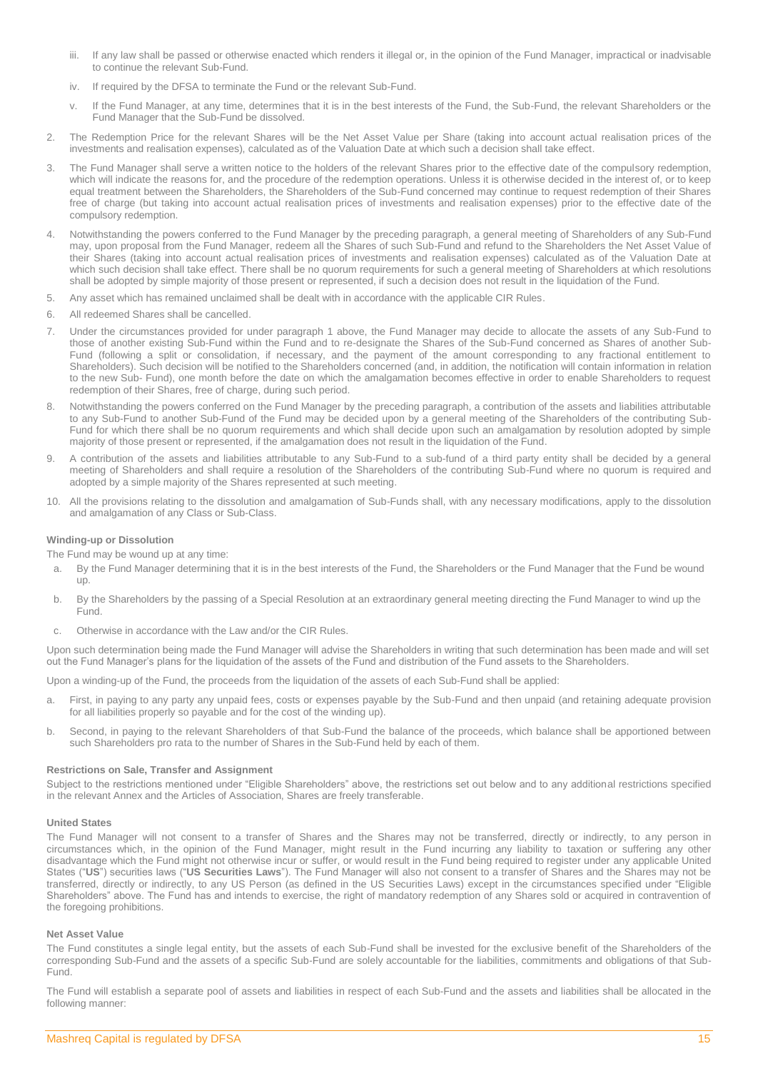iii. If any law shall be passed or otherwise enacted which renders it illegal or, in the opinion of the Fund Manager, impractical or inadvisable to continue the relevant Sub-Fund.

iv. If required by the DFSA to terminate the Fund or the relevant Sub-Fund.

v. If the Fund Manager, at any time, determines that it is in the best interests of the Fund, the Sub-Fund, the relevant Shareholders or the Fund Manager that the Sub-Fund be dissolved.

2. The Redemption Price for the relevant Shares will be the Net Asset Value per Share (taking into account actual realisation prices of the investments and realisation expenses), calculated as of the Valuation Date at which such a decision shall take effect.

3. The Fund Manager shall serve a written notice to the holders of the relevant Shares prior to the effective date of the compulsory redemption, which will indicate the reasons for, and the procedure of the redemption operations. Unless it is otherwise decided in the interest of, or to keep equal treatment between the Shareholders, the Shareholders of the Sub-Fund concerned may continue to request redemption of their Shares free of charge (but taking into account actual realisation prices of investments and realisation expenses) prior to the effective date of the compulsory redemption.

4. Notwithstanding the powers conferred to the Fund Manager by the preceding paragraph, a general meeting of Shareholders of any Sub-Fund may, upon proposal from the Fund Manager, redeem all the Shares of such Sub-Fund and refund to the Shareholders the Net Asset Value of their Shares (taking into account actual realisation prices of investments and realisation expenses) calculated as of the Valuation Date at which such decision shall take effect. There shall be no quorum requirements for such a general meeting of Shareholders at which resolutions shall be adopted by simple majority of those present or represented, if such a decision does not result in the liquidation of the Fund.

5. Any asset which has remained unclaimed shall be dealt with in accordance with the applicable CIR Rules.

6. All redeemed Shares shall be cancelled.

7. Under the circumstances provided for under paragraph 1 above, the Fund Manager may decide to allocate the assets of any Sub-Fund to those of another existing Sub-Fund within the Fund and to re-designate the Shares of the Sub-Fund concerned as Shares of another Sub-Fund (following a split or consolidation, if necessary, and the payment of the amount corresponding to any fractional entitlement to Shareholders). Such decision will be notified to the Shareholders concerned (and, in addition, the notification will contain information in relation to the new Sub- Fund), one month before the date on which the amalgamation becomes effective in order to enable Shareholders to request redemption of their Shares, free of charge, during such period.

8. Notwithstanding the powers conferred on the Fund Manager by the preceding paragraph, a contribution of the assets and liabilities attributable to any Sub-Fund to another Sub-Fund of the Fund may be decided upon by a general meeting of the Shareholders of the contributing Sub-Fund for which there shall be no quorum requirements and which shall decide upon such an amalgamation by resolution adopted by simple majority of those present or represented, if the amalgamation does not result in the liquidation of the Fund.

9. A contribution of the assets and liabilities attributable to any Sub-Fund to a sub-fund of a third party entity shall be decided by a general meeting of Shareholders and shall require a resolution of the Shareholders of the contributing Sub-Fund where no quorum is required and adopted by a simple majority of the Shares represented at such meeting.

10. All the provisions relating to the dissolution and amalgamation of Sub-Funds shall, with any necessary modifications, apply to the dissolution and amalgamation of any Class or Sub-Class.

#### Winding-up or Dissolution

The Fund may be wound up at any time:

a. By the Fund Manager determining that it is in the best interests of the Fund, the Shareholders or the Fund Manager that the Fund be wound up.

b. By the Shareholders by the passing of a Special Resolution at an extraordinary general meeting directing the Fund Manager to wind up the Fund.

c. Otherwise in accordance with the Law and/or the CIR Rules.

Upon such determination being made the Fund Manager will advise the Shareholders in writing that such determination has been made and will set out the Fund Manager's plans for the liquidation of the assets of the Fund and distribution of the Fund assets to the Shareholders.

Upon a winding-up of the Fund, the proceeds from the liquidation of the assets of each Sub-Fund shall be applied:

a. First, in paying to any party any unpaid fees, costs or expenses payable by the Sub-Fund and then unpaid (and retaining adequate provision for all liabilities properly so payable and for the cost of the winding up).

b. Second, in paying to the relevant Shareholders of that Sub-Fund the balance of the proceeds, which balance shall be apportioned between such Shareholders pro rata to the number of Shares in the Sub-Fund held by each of them.

#### Restrictions on Sale, Transfer and Assignment

Subject to the restrictions mentioned under "Eligible Shareholders" above, the restrictions set out below and to any additional restrictions specified in the relevant Annex and the Articles of Association, Shares are freely transferable.

#### United States

The Fund Manager will not consent to a transfer of Shares and the Shares may not be transferred, directly or indirectly, to any person in circumstances which, in the opinion of the Fund Manager, might result in the Fund incurring any liability to taxation or suffering any other disadvantage which the Fund might not otherwise incur or suffer, or would result in the Fund being required to register under any applicable United States ("**US**") securities laws ("**US Securities Laws**"). The Fund Manager will also not consent to a transfer of Shares and the Shares may not be transferred, directly or indirectly, to any US Person (as defined in the US Securities Laws) except in the circumstances specified under "Eligible Shareholders" above. The Fund has and intends to exercise, the right of mandatory redemption of any Shares sold or acquired in contravention of the foregoing prohibitions.

#### Net Asset Value

The Fund constitutes a single legal entity, but the assets of each Sub-Fund shall be invested for the exclusive benefit of the Shareholders of the corresponding Sub-Fund and the assets of a specific Sub-Fund are solely accountable for the liabilities, commitments and obligations of that Sub-Fund.

The Fund will establish a separate pool of assets and liabilities in respect of each Sub-Fund and the assets and liabilities shall be allocated in the following manner: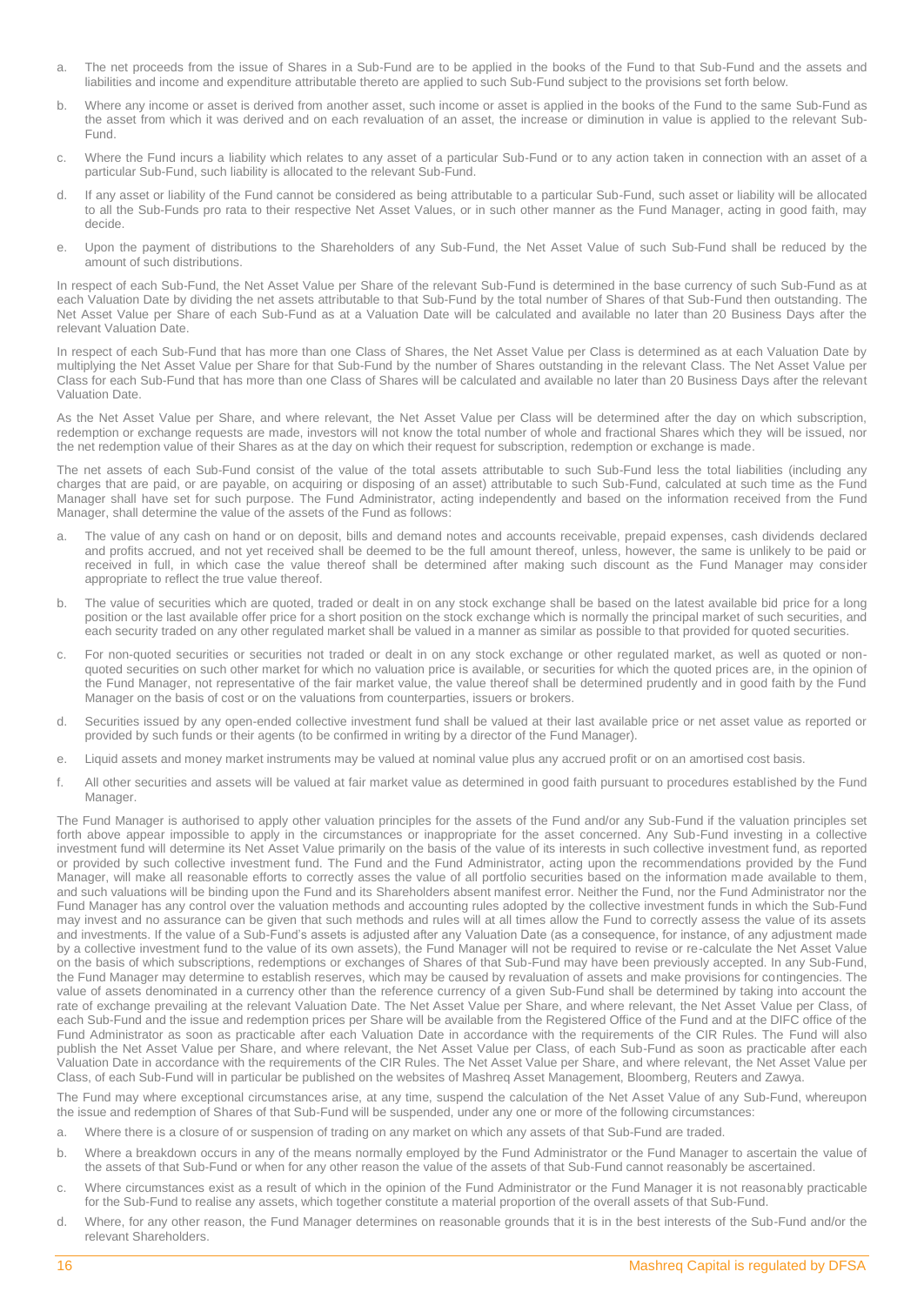a. The net proceeds from the issue of Shares in a Sub-Fund are to be applied in the books of the Fund to that Sub-Fund and the assets and liabilities and income and expenditure attributable thereto are applied to such Sub-Fund subject to the provisions set forth below.

b. Where any income or asset is derived from another asset, such income or asset is applied in the books of the Fund to the same Sub-Fund as the asset from which it was derived and on each revaluation of an asset, the increase or diminution in value is applied to the relevant Sub-Fund.

c. Where the Fund incurs a liability which relates to any asset of a particular Sub-Fund or to any action taken in connection with an asset of a particular Sub-Fund, such liability is allocated to the relevant Sub-Fund.

d. If any asset or liability of the Fund cannot be considered as being attributable to a particular Sub-Fund, such asset or liability will be allocated to all the Sub-Funds pro rata to their respective Net Asset Values, or in such other manner as the Fund Manager, acting in good faith, may decide.

e. Upon the payment of distributions to the Shareholders of any Sub-Fund, the Net Asset Value of such Sub-Fund shall be reduced by the amount of such distributions.

In respect of each Sub-Fund, the Net Asset Value per Share of the relevant Sub-Fund is determined in the base currency of such Sub-Fund as at each Valuation Date by dividing the net assets attributable to that Sub-Fund by the total number of Shares of that Sub-Fund then outstanding. The Net Asset Value per Share of each Sub-Fund as at a Valuation Date will be calculated and available no later than 20 Business Days after the relevant Valuation Date.

In respect of each Sub-Fund that has more than one Class of Shares, the Net Asset Value per Class is determined as at each Valuation Date by multiplying the Net Asset Value per Share for that Sub-Fund by the number of Shares outstanding in the relevant Class. The Net Asset Value per Class for each Sub-Fund that has more than one Class of Shares will be calculated and available no later than 20 Business Days after the relevant Valuation Date.

As the Net Asset Value per Share, and where relevant, the Net Asset Value per Class will be determined after the day on which subscription, redemption or exchange requests are made, investors will not know the total number of whole and fractional Shares which they will be issued, nor the net redemption value of their Shares as at the day on which their request for subscription, redemption or exchange is made.

The net assets of each Sub-Fund consist of the value of the total assets attributable to such Sub-Fund less the total liabilities (including any charges that are paid, or are payable, on acquiring or disposing of an asset) attributable to such Sub-Fund, calculated at such time as the Fund Manager shall have set for such purpose. The Fund Administrator, acting independently and based on the information received from the Fund Manager, shall determine the value of the assets of the Fund as follows:

a. The value of any cash on hand or on deposit, bills and demand notes and accounts receivable, prepaid expenses, cash dividends declared and profits accrued, and not yet received shall be deemed to be the full amount thereof, unless, however, the same is unlikely to be paid or received in full, in which case the value thereof shall be determined after making such discount as the Fund Manager may consider appropriate to reflect the true value thereof.

b. The value of securities which are quoted, traded or dealt in on any stock exchange shall be based on the latest available bid price for a long position or the last available offer price for a short position on the stock exchange which is normally the principal market of such securities, and each security traded on any other regulated market shall be valued in a manner as similar as possible to that provided for quoted securities.

c. For non-quoted securities or securities not traded or dealt in on any stock exchange or other regulated market, as well as quoted or non-quoted securities on such other market for which no valuation price is available, or securities for which the quoted prices are, in the opinion of the Fund Manager, not representative of the fair market value, the value thereof shall be determined prudently and in good faith by the Fund Manager on the basis of cost or on the valuations from counterparties, issuers or brokers.

d. Securities issued by any open-ended collective investment fund shall be valued at their last available price or net asset value as reported or provided by such funds or their agents (to be confirmed in writing by a director of the Fund Manager).

e. Liquid assets and money market instruments may be valued at nominal value plus any accrued profit or on an amortised cost basis.

f. All other securities and assets will be valued at fair market value as determined in good faith pursuant to procedures established by the Fund Manager.

The Fund Manager is authorised to apply other valuation principles for the assets of the Fund and/or any Sub-Fund if the valuation principles set forth above appear impossible to apply in the circumstances or inappropriate for the asset concerned. Any Sub-Fund investing in a collective investment fund will determine its Net Asset Value primarily on the basis of the value of its interests in such collective investment fund, as reported or provided by such collective investment fund. The Fund and the Fund Administrator, acting upon the recommendations provided by the Fund Manager, will make all reasonable efforts to correctly asses the value of all portfolio securities based on the information made available to them, and such valuations will be binding upon the Fund and its Shareholders absent manifest error. Neither the Fund, nor the Fund Administrator nor the Fund Manager has any control over the valuation methods and accounting rules adopted by the collective investment funds in which the Sub-Fund may invest and no assurance can be given that such methods and rules will at all times allow the Fund to correctly assess the value of its assets and investments. If the value of a Sub-Fund's assets is adjusted after any Valuation Date (as a consequence, for instance, of any adjustment made by a collective investment fund to the value of its own assets), the Fund Manager will not be required to revise or re-calculate the Net Asset Value on the basis of which subscriptions, redemptions or exchanges of Shares of that Sub-Fund may have been previously accepted. In any Sub-Fund, the Fund Manager may determine to establish reserves, which may be caused by revaluation of assets and make provisions for contingencies. The value of assets denominated in a currency other than the reference currency of a given Sub-Fund shall be determined by taking into account the rate of exchange prevailing at the relevant Valuation Date. The Net Asset Value per Share, and where relevant, the Net Asset Value per Class, of each Sub-Fund and the issue and redemption prices per Share will be available from the Registered Office of the Fund and at the DIFC office of the Fund Administrator as soon as practicable after each Valuation Date in accordance with the requirements of the CIR Rules. The Fund will also publish the Net Asset Value per Share, and where relevant, the Net Asset Value per Class, of each Sub-Fund as soon as practicable after each Valuation Date in accordance with the requirements of the CIR Rules. The Net Asset Value per Share, and where relevant, the Net Asset Value per Class, of each Sub-Fund will in particular be published on the websites of Mashreq Asset Management, Bloomberg, Reuters and Zawya.

The Fund may where exceptional circumstances arise, at any time, suspend the calculation of the Net Asset Value of any Sub-Fund, whereupon the issue and redemption of Shares of that Sub-Fund will be suspended, under any one or more of the following circumstances:

a. Where there is a closure of or suspension of trading on any market on which any assets of that Sub-Fund are traded.

b. Where a breakdown occurs in any of the means normally employed by the Fund Administrator or the Fund Manager to ascertain the value of the assets of that Sub-Fund or when for any other reason the value of the assets of that Sub-Fund cannot reasonably be ascertained.

c. Where circumstances exist as a result of which in the opinion of the Fund Administrator or the Fund Manager it is not reasonably practicable for the Sub-Fund to realise any assets, which together constitute a material proportion of the overall assets of that Sub-Fund.

d. Where, for any other reason, the Fund Manager determines on reasonable grounds that it is in the best interests of the Sub-Fund and/or the relevant Shareholders.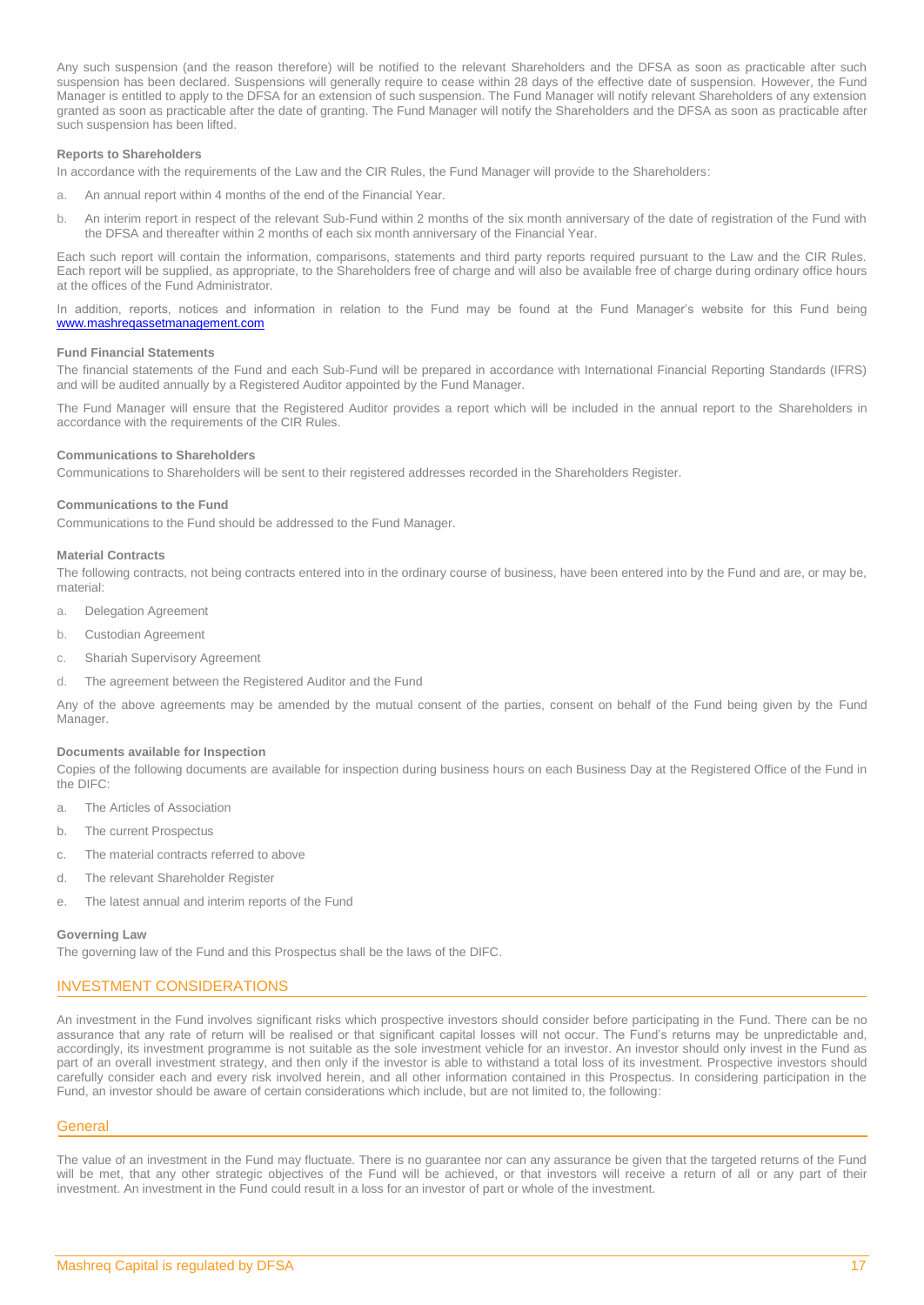Any such suspension (and the reason therefore) will be notified to the relevant Shareholders and the DFSA as soon as practicable after such suspension has been declared. Suspensions will generally require to cease within 28 days of the effective date of suspension. However, the Fund Manager is entitled to apply to the DFSA for an extension of such suspension. The Fund Manager will notify relevant Shareholders of any extension granted as soon as practicable after the date of granting. The Fund Manager will notify the Shareholders and the DFSA as soon as practicable after such suspension has been lifted.

#### Reports to Shareholders

In accordance with the requirements of the Law and the CIR Rules, the Fund Manager will provide to the Shareholders:

a. An annual report within 4 months of the end of the Financial Year.

b. An interim report in respect of the relevant Sub-Fund within 2 months of the six month anniversary of the date of registration of the Fund with the DFSA and thereafter within 2 months of each six month anniversary of the Financial Year.

Each such report will contain the information, comparisons, statements and third party reports required pursuant to the Law and the CIR Rules. Each report will be supplied, as appropriate, to the Shareholders free of charge and will also be available free of charge during ordinary office hours at the offices of the Fund Administrator.

In addition, reports, notices and information in relation to the Fund may be found at the Fund Manager's website for this Fund being [www.mashreqassetmanagement.com](http://www.mashreqassetmanagement.com)

#### Fund Financial Statements

The financial statements of the Fund and each Sub-Fund will be prepared in accordance with International Financial Reporting Standards (IFRS) and will be audited annually by a Registered Auditor appointed by the Fund Manager.

The Fund Manager will ensure that the Registered Auditor provides a report which will be included in the annual report to the Shareholders in accordance with the requirements of the CIR Rules.

#### Communications to Shareholders

Communications to Shareholders will be sent to their registered addresses recorded in the Shareholders Register.

#### Communications to the Fund

Communications to the Fund should be addressed to the Fund Manager.

#### Material Contracts

The following contracts, not being contracts entered into in the ordinary course of business, have been entered into by the Fund and are, or may be, material:

a. Delegation Agreement

b. Custodian Agreement

c. Shariah Supervisory Agreement

d. The agreement between the Registered Auditor and the Fund

Any of the above agreements may be amended by the mutual consent of the parties, consent on behalf of the Fund being given by the Fund Manager.

#### Documents available for Inspection

Copies of the following documents are available for inspection during business hours on each Business Day at the Registered Office of the Fund in the DIFC:

a. The Articles of Association

b. The current Prospectus

c. The material contracts referred to above

d. The relevant Shareholder Register

e. The latest annual and interim reports of the Fund

#### Governing Law

The governing law of the Fund and this Prospectus shall be the laws of the DIFC.

## INVESTMENT CONSIDERATIONS

An investment in the Fund involves significant risks which prospective investors should consider before participating in the Fund. There can be no assurance that any rate of return will be realised or that significant capital losses will not occur. The Fund's returns may be unpredictable and, accordingly, its investment programme is not suitable as the sole investment vehicle for an investor. An investor should only invest in the Fund as part of an overall investment strategy, and then only if the investor is able to withstand a total loss of its investment. Prospective investors should carefully consider each and every risk involved herein, and all other information contained in this Prospectus. In considering participation in the Fund, an investor should be aware of certain considerations which include, but are not limited to, the following:

### General

The value of an investment in the Fund may fluctuate. There is no guarantee nor can any assurance be given that the targeted returns of the Fund will be met, that any other strategic objectives of the Fund will be achieved, or that investors will receive a return of all or any part of their investment. An investment in the Fund could result in a loss for an investor of part or whole of the investment.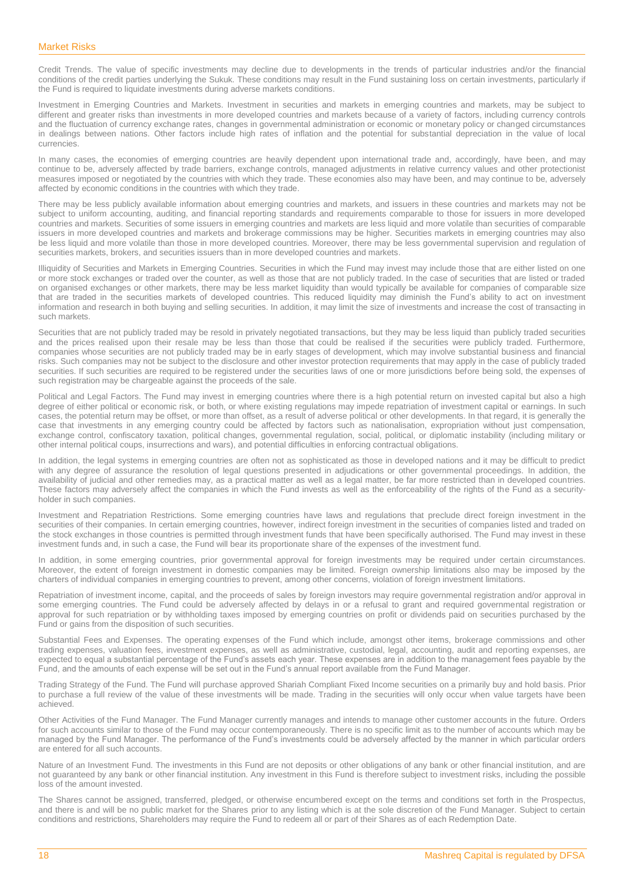## Market Risks

Credit Trends. The value of specific investments may decline due to developments in the trends of particular industries and/or the financial conditions of the credit parties underlying the Sukuk. These conditions may result in the Fund sustaining loss on certain investments, particularly if the Fund is required to liquidate investments during adverse markets conditions.

Investment in Emerging Countries and Markets. Investment in securities and markets in emerging countries and markets, may be subject to different and greater risks than investments in more developed countries and markets because of a variety of factors, including currency controls and the fluctuation of currency exchange rates, changes in governmental administration or economic or monetary policy or changed circumstances in dealings between nations. Other factors include high rates of inflation and the potential for substantial depreciation in the value of local currencies.

In many cases, the economies of emerging countries are heavily dependent upon international trade and, accordingly, have been, and may continue to be, adversely affected by trade barriers, exchange controls, managed adjustments in relative currency values and other protectionist measures imposed or negotiated by the countries with which they trade. These economies also may have been, and may continue to be, adversely affected by economic conditions in the countries with which they trade.

There may be less publicly available information about emerging countries and markets, and issuers in these countries and markets may not be subject to uniform accounting, auditing, and financial reporting standards and requirements comparable to those for issuers in more developed countries and markets. Securities of some issuers in emerging countries and markets are less liquid and more volatile than securities of comparable issuers in more developed countries and markets and brokerage commissions may be higher. Securities markets in emerging countries may also be less liquid and more volatile than those in more developed countries. Moreover, there may be less governmental supervision and regulation of securities markets, brokers, and securities issuers than in more developed countries and markets.

Illiquidity of Securities and Markets in Emerging Countries. Securities in which the Fund may invest may include those that are either listed on one or more stock exchanges or traded over the counter, as well as those that are not publicly traded. In the case of securities that are listed or traded on organised exchanges or other markets, there may be less market liquidity than would typically be available for companies of comparable size that are traded in the securities markets of developed countries. This reduced liquidity may diminish the Fund's ability to act on investment information and research in both buying and selling securities. In addition, it may limit the size of investments and increase the cost of transacting in such markets.

Securities that are not publicly traded may be resold in privately negotiated transactions, but they may be less liquid than publicly traded securities and the prices realised upon their resale may be less than those that could be realised if the securities were publicly traded. Furthermore, companies whose securities are not publicly traded may be in early stages of development, which may involve substantial business and financial risks. Such companies may not be subject to the disclosure and other investor protection requirements that may apply in the case of publicly traded securities. If such securities are required to be registered under the securities laws of one or more jurisdictions before being sold, the expenses of such registration may be chargeable against the proceeds of the sale.

Political and Legal Factors. The Fund may invest in emerging countries where there is a high potential return on invested capital but also a high degree of either political or economic risk, or both, or where existing regulations may impede repatriation of investment capital or earnings. In such cases, the potential return may be offset, or more than offset, as a result of adverse political or other developments. In that regard, it is generally the case that investments in any emerging country could be affected by factors such as nationalisation, expropriation without just compensation, exchange control, confiscatory taxation, political changes, governmental regulation, social, political, or diplomatic instability (including military or other internal political coups, insurrections and wars), and potential difficulties in enforcing contractual obligations.

In addition, the legal systems in emerging countries are often not as sophisticated as those in developed nations and it may be difficult to predict with any degree of assurance the resolution of legal questions presented in adjudications or other governmental proceedings. In addition, the availability of judicial and other remedies may, as a practical matter as well as a legal matter, be far more restricted than in developed countries. These factors may adversely affect the companies in which the Fund invests as well as the enforceability of the rights of the Fund as a security-holder in such companies.

Investment and Repatriation Restrictions. Some emerging countries have laws and regulations that preclude direct foreign investment in the securities of their companies. In certain emerging countries, however, indirect foreign investment in the securities of companies listed and traded on the stock exchanges in those countries is permitted through investment funds that have been specifically authorised. The Fund may invest in these investment funds and, in such a case, the Fund will bear its proportionate share of the expenses of the investment fund.

In addition, in some emerging countries, prior governmental approval for foreign investments may be required under certain circumstances. Moreover, the extent of foreign investment in domestic companies may be limited. Foreign ownership limitations also may be imposed by the charters of individual companies in emerging countries to prevent, among other concerns, violation of foreign investment limitations.

Repatriation of investment income, capital, and the proceeds of sales by foreign investors may require governmental registration and/or approval in some emerging countries. The Fund could be adversely affected by delays in or a refusal to grant and required governmental registration or approval for such repatriation or by withholding taxes imposed by emerging countries on profit or dividends paid on securities purchased by the Fund or gains from the disposition of such securities.

Substantial Fees and Expenses. The operating expenses of the Fund which include, amongst other items, brokerage commissions and other trading expenses, valuation fees, investment expenses, as well as administrative, custodial, legal, accounting, audit and reporting expenses, are expected to equal a substantial percentage of the Fund's assets each year. These expenses are in addition to the management fees payable by the Fund, and the amounts of each expense will be set out in the Fund's annual report available from the Fund Manager.

Trading Strategy of the Fund. The Fund will purchase approved Shariah Compliant Fixed Income securities on a primarily buy and hold basis. Prior to purchase a full review of the value of these investments will be made. Trading in the securities will only occur when value targets have been achieved.

Other Activities of the Fund Manager. The Fund Manager currently manages and intends to manage other customer accounts in the future. Orders for such accounts similar to those of the Fund may occur contemporaneously. There is no specific limit as to the number of accounts which may be managed by the Fund Manager. The performance of the Fund's investments could be adversely affected by the manner in which particular orders are entered for all such accounts.

Nature of an Investment Fund. The investments in this Fund are not deposits or other obligations of any bank or other financial institution, and are not guaranteed by any bank or other financial institution. Any investment in this Fund is therefore subject to investment risks, including the possible loss of the amount invested.

The Shares cannot be assigned, transferred, pledged, or otherwise encumbered except on the terms and conditions set forth in the Prospectus, and there is and will be no public market for the Shares prior to any listing which is at the sole discretion of the Fund Manager. Subject to certain conditions and restrictions, Shareholders may require the Fund to redeem all or part of their Shares as of each Redemption Date.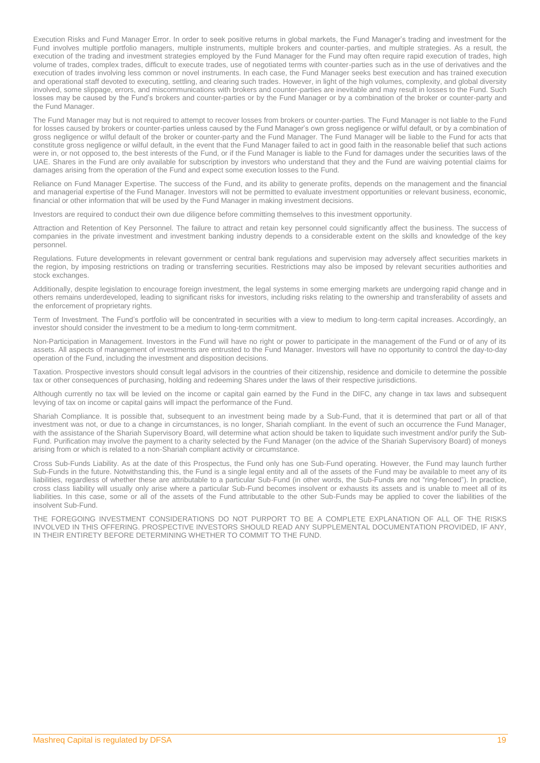Execution Risks and Fund Manager Error. In order to seek positive returns in global markets, the Fund Manager's trading and investment for the Fund involves multiple portfolio managers, multiple instruments, multiple brokers and counter-parties, and multiple strategies. As a result, the execution of the trading and investment strategies employed by the Fund Manager for the Fund may often require rapid execution of trades, high volume of trades, complex trades, difficult to execute trades, use of negotiated terms with counter-parties such as in the use of derivatives and the execution of trades involving less common or novel instruments. In each case, the Fund Manager seeks best execution and has trained execution and operational staff devoted to executing, settling, and clearing such trades. However, in light of the high volumes, complexity, and global diversity involved, some slippage, errors, and miscommunications with brokers and counter-parties are inevitable and may result in losses to the Fund. Such losses may be caused by the Fund's brokers and counter-parties or by the Fund Manager or by a combination of the broker or counter-party and the Fund Manager.

The Fund Manager may but is not required to attempt to recover losses from brokers or counter-parties. The Fund Manager is not liable to the Fund for losses caused by brokers or counter-parties unless caused by the Fund Manager's own gross negligence or wilful default, or by a combination of gross negligence or wilful default of the broker or counter-party and the Fund Manager. The Fund Manager will be liable to the Fund for acts that constitute gross negligence or wilful default, in the event that the Fund Manager failed to act in good faith in the reasonable belief that such actions were in, or not opposed to, the best interests of the Fund, or if the Fund Manager is liable to the Fund for damages under the securities laws of the UAE. Shares in the Fund are only available for subscription by investors who understand that they and the Fund are waiving potential claims for damages arising from the operation of the Fund and expect some execution losses to the Fund.

Reliance on Fund Manager Expertise. The success of the Fund, and its ability to generate profits, depends on the management and the financial and managerial expertise of the Fund Manager. Investors will not be permitted to evaluate investment opportunities or relevant business, economic, financial or other information that will be used by the Fund Manager in making investment decisions.

Investors are required to conduct their own due diligence before committing themselves to this investment opportunity.

Attraction and Retention of Key Personnel. The failure to attract and retain key personnel could significantly affect the business. The success of companies in the private investment and investment banking industry depends to a considerable extent on the skills and knowledge of the key personnel.

Regulations. Future developments in relevant government or central bank regulations and supervision may adversely affect securities markets in the region, by imposing restrictions on trading or transferring securities. Restrictions may also be imposed by relevant securities authorities and stock exchanges.

Additionally, despite legislation to encourage foreign investment, the legal systems in some emerging markets are undergoing rapid change and in others remains underdeveloped, leading to significant risks for investors, including risks relating to the ownership and transferability of assets and the enforcement of proprietary rights.

Term of Investment. The Fund's portfolio will be concentrated in securities with a view to medium to long-term capital increases. Accordingly, an investor should consider the investment to be a medium to long-term commitment.

Non-Participation in Management. Investors in the Fund will have no right or power to participate in the management of the Fund or of any of its assets. All aspects of management of investments are entrusted to the Fund Manager. Investors will have no opportunity to control the day-to-day operation of the Fund, including the investment and disposition decisions.

Taxation. Prospective investors should consult legal advisors in the countries of their citizenship, residence and domicile to determine the possible tax or other consequences of purchasing, holding and redeeming Shares under the laws of their respective jurisdictions.

Although currently no tax will be levied on the income or capital gain earned by the Fund in the DIFC, any change in tax laws and subsequent levying of tax on income or capital gains will impact the performance of the Fund.

Shariah Compliance. It is possible that, subsequent to an investment being made by a Sub-Fund, that it is determined that part or all of that investment was not, or due to a change in circumstances, is no longer, Shariah compliant. In the event of such an occurrence the Fund Manager, with the assistance of the Shariah Supervisory Board, will determine what action should be taken to liquidate such investment and/or purify the Sub-Fund. Purification may involve the payment to a charity selected by the Fund Manager (on the advice of the Shariah Supervisory Board) of moneys arising from or which is related to a non-Shariah compliant activity or circumstance.

Cross Sub-Funds Liability. As at the date of this Prospectus, the Fund only has one Sub-Fund operating. However, the Fund may launch further Sub-Funds in the future. Notwithstanding this, the Fund is a single legal entity and all of the assets of the Fund may be available to meet any of its liabilities, regardless of whether these are attributable to a particular Sub-Fund (in other words, the Sub-Funds are not "ring-fenced"). In practice, cross class liability will usually only arise where a particular Sub-Fund becomes insolvent or exhausts its assets and is unable to meet all of its liabilities. In this case, some or all of the assets of the Fund attributable to the other Sub-Funds may be applied to cover the liabilities of the insolvent Sub-Fund.

THE FOREGOING INVESTMENT CONSIDERATIONS DO NOT PURPORT TO BE A COMPLETE EXPLANATION OF ALL OF THE RISKS INVOLVED IN THIS OFFERING. PROSPECTIVE INVESTORS SHOULD READ ANY SUPPLEMENTAL DOCUMENTATION PROVIDED, IF ANY, IN THEIR ENTIRETY BEFORE DETERMINING WHETHER TO COMMIT TO THE FUND.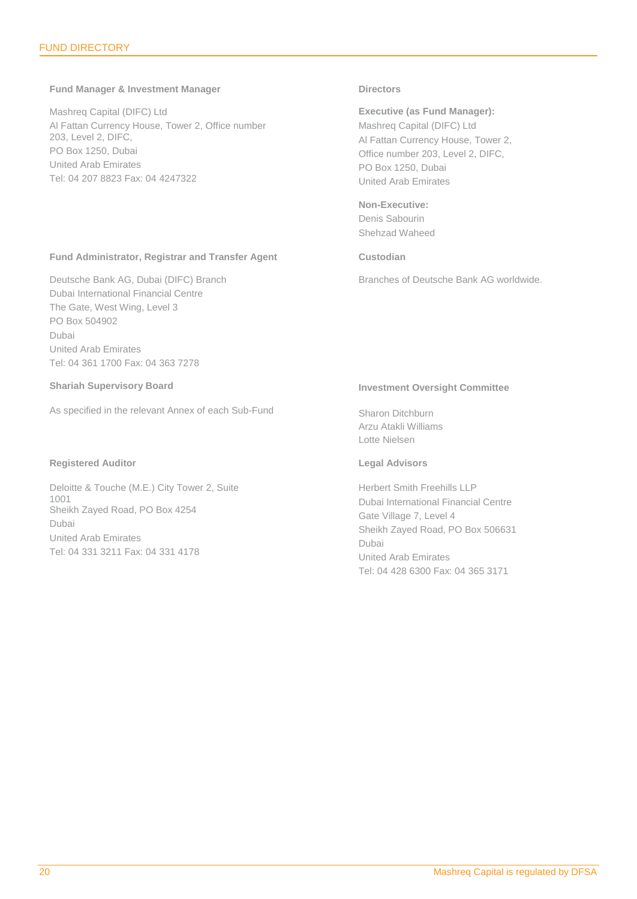## FUND DIRECTORY

### Fund Manager & Investment Manager

Mashreq Capital (DIFC) Ltd
Al Fattan Currency House, Tower 2, Office number 203, Level 2, DIFC,
PO Box 1250, Dubai
United Arab Emirates
Tel: 04 207 8823 Fax: 04 4247322

### Directors

**Executive (as Fund Manager):**
Mashreq Capital (DIFC) Ltd
Al Fattan Currency House, Tower 2,
Office number 203, Level 2, DIFC,
PO Box 1250, Dubai
United Arab Emirates

**Non-Executive:**
Denis Sabourin
Shehzad Waheed

### Fund Administrator, Registrar and Transfer Agent

Deutsche Bank AG, Dubai (DIFC) Branch
Dubai International Financial Centre
The Gate, West Wing, Level 3
PO Box 504902
Dubai
United Arab Emirates
Tel: 04 361 1700 Fax: 04 363 7278

### Custodian

Branches of Deutsche Bank AG worldwide.

### Shariah Supervisory Board

As specified in the relevant Annex of each Sub-Fund

### Investment Oversight Committee

Sharon Ditchburn
Arzu Atakli Williams
Lotte Nielsen

### Registered Auditor

Deloitte & Touche (M.E.) City Tower 2, Suite 1001
Sheikh Zayed Road, PO Box 4254
Dubai
United Arab Emirates
Tel: 04 331 3211 Fax: 04 331 4178

### Legal Advisors

Herbert Smith Freehills LLP
Dubai International Financial Centre
Gate Village 7, Level 4
Sheikh Zayed Road, PO Box 506631
Dubai
United Arab Emirates
Tel: 04 428 6300 Fax: 04 365 3171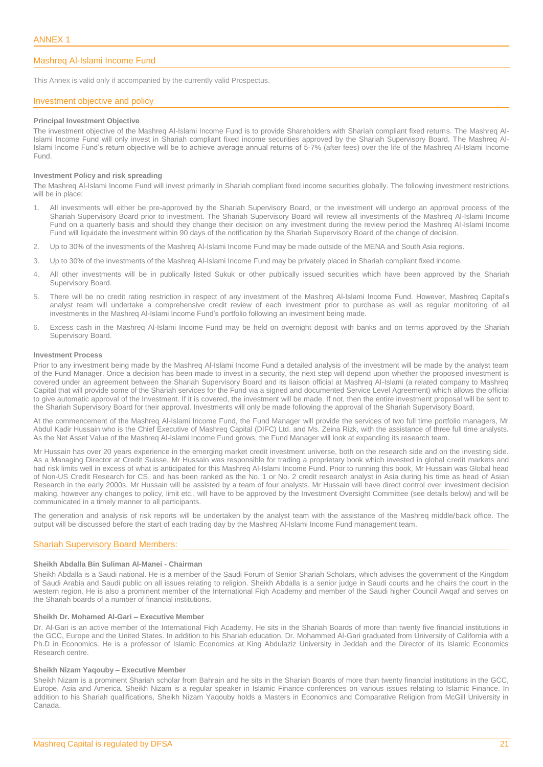# ANNEX 1

## Mashreq Al-Islami Income Fund

This Annex is valid only if accompanied by the currently valid Prospectus.

## Investment objective and policy

**Principal Investment Objective**

The investment objective of the Mashreq Al-Islami Income Fund is to provide Shareholders with Shariah compliant fixed returns. The Mashreq Al-Islami Income Fund will only invest in Shariah compliant fixed income securities approved by the Shariah Supervisory Board. The Mashreq Al-Islami Income Fund's return objective will be to achieve average annual returns of 5-7% (after fees) over the life of the Mashreq Al-Islami Income Fund.

**Investment Policy and risk spreading**

The Mashreq Al-Islami Income Fund will invest primarily in Shariah compliant fixed income securities globally. The following investment restrictions will be in place:

1. All investments will either be pre-approved by the Shariah Supervisory Board, or the investment will undergo an approval process of the Shariah Supervisory Board prior to investment. The Shariah Supervisory Board will review all investments of the Mashreq Al-Islami Income Fund on a quarterly basis and should they change their decision on any investment during the review period the Mashreq Al-Islami Income Fund will liquidate the investment within 90 days of the notification by the Shariah Supervisory Board of the change of decision.
2. Up to 30% of the investments of the Mashreq Al-Islami Income Fund may be made outside of the MENA and South Asia regions.
3. Up to 30% of the investments of the Mashreq Al-Islami Income Fund may be privately placed in Shariah compliant fixed income.
4. All other investments will be in publically listed Sukuk or other publically issued securities which have been approved by the Shariah Supervisory Board.
5. There will be no credit rating restriction in respect of any investment of the Mashreq Al-Islami Income Fund. However, Mashreq Capital's analyst team will undertake a comprehensive credit review of each investment prior to purchase as well as regular monitoring of all investments in the Mashreq Al-Islami Income Fund's portfolio following an investment being made.
6. Excess cash in the Mashreq Al-Islami Income Fund may be held on overnight deposit with banks and on terms approved by the Shariah Supervisory Board.

**Investment Process**

Prior to any investment being made by the Mashreq Al-Islami Income Fund a detailed analysis of the investment will be made by the analyst team of the Fund Manager. Once a decision has been made to invest in a security, the next step will depend upon whether the proposed investment is covered under an agreement between the Shariah Supervisory Board and its liaison official at Mashreq Al-Islami (a related company to Mashreq Capital that will provide some of the Shariah services for the Fund via a signed and documented Service Level Agreement) which allows the official to give automatic approval of the Investment. If it is covered, the investment will be made. If not, then the entire investment proposal will be sent to the Shariah Supervisory Board for their approval. Investments will only be made following the approval of the Shariah Supervisory Board.

At the commencement of the Mashreq Al-Islami Income Fund, the Fund Manager will provide the services of two full time portfolio managers, Mr Abdul Kadir Hussain who is the Chief Executive of Mashreq Capital (DIFC) Ltd. and Ms. Zeina Rizk, with the assistance of three full time analysts. As the Net Asset Value of the Mashreq Al-Islami Income Fund grows, the Fund Manager will look at expanding its research team.

Mr Hussain has over 20 years experience in the emerging market credit investment universe, both on the research side and on the investing side. As a Managing Director at Credit Suisse, Mr Hussain was responsible for trading a proprietary book which invested in global credit markets and had risk limits well in excess of what is anticipated for this Mashreq Al-Islami Income Fund. Prior to running this book, Mr Hussain was Global head of Non-US Credit Research for CS, and has been ranked as the No. 1 or No. 2 credit research analyst in Asia during his time as head of Asian Research in the early 2000s. Mr Hussain will be assisted by a team of four analysts. Mr Hussain will have direct control over investment decision making, however any changes to policy, limit etc., will have to be approved by the Investment Oversight Committee (see details below) and will be communicated in a timely manner to all participants.

The generation and analysis of risk reports will be undertaken by the analyst team with the assistance of the Mashreq middle/back office. The output will be discussed before the start of each trading day by the Mashreq Al-Islami Income Fund management team.

## Shariah Supervisory Board Members:

**Sheikh Abdalla Bin Suliman Al-Manei - Chairman**

Sheikh Abdalla is a Saudi national. He is a member of the Saudi Forum of Senior Shariah Scholars, which advises the government of the Kingdom of Saudi Arabia and Saudi public on all issues relating to religion. Sheikh Abdalla is a senior judge in Saudi courts and he chairs the court in the western region. He is also a prominent member of the International Fiqh Academy and member of the Saudi higher Council Awqaf and serves on the Shariah boards of a number of financial institutions.

**Sheikh Dr. Mohamed Al-Gari – Executive Member**

Dr. Al-Gari is an active member of the International Fiqh Academy. He sits in the Shariah Boards of more than twenty five financial institutions in the GCC, Europe and the United States. In addition to his Shariah education, Dr. Mohammed Al-Gari graduated from University of California with a Ph.D in Economics. He is a professor of Islamic Economics at King Abdulaziz University in Jeddah and the Director of its Islamic Economics Research centre.

**Sheikh Nizam Yaqouby – Executive Member**

Sheikh Nizam is a prominent Shariah scholar from Bahrain and he sits in the Shariah Boards of more than twenty financial institutions in the GCC, Europe, Asia and America. Sheikh Nizam is a regular speaker in Islamic Finance conferences on various issues relating to Islamic Finance. In addition to his Shariah qualifications, Sheikh Nizam Yaqouby holds a Masters in Economics and Comparative Religion from McGill University in Canada.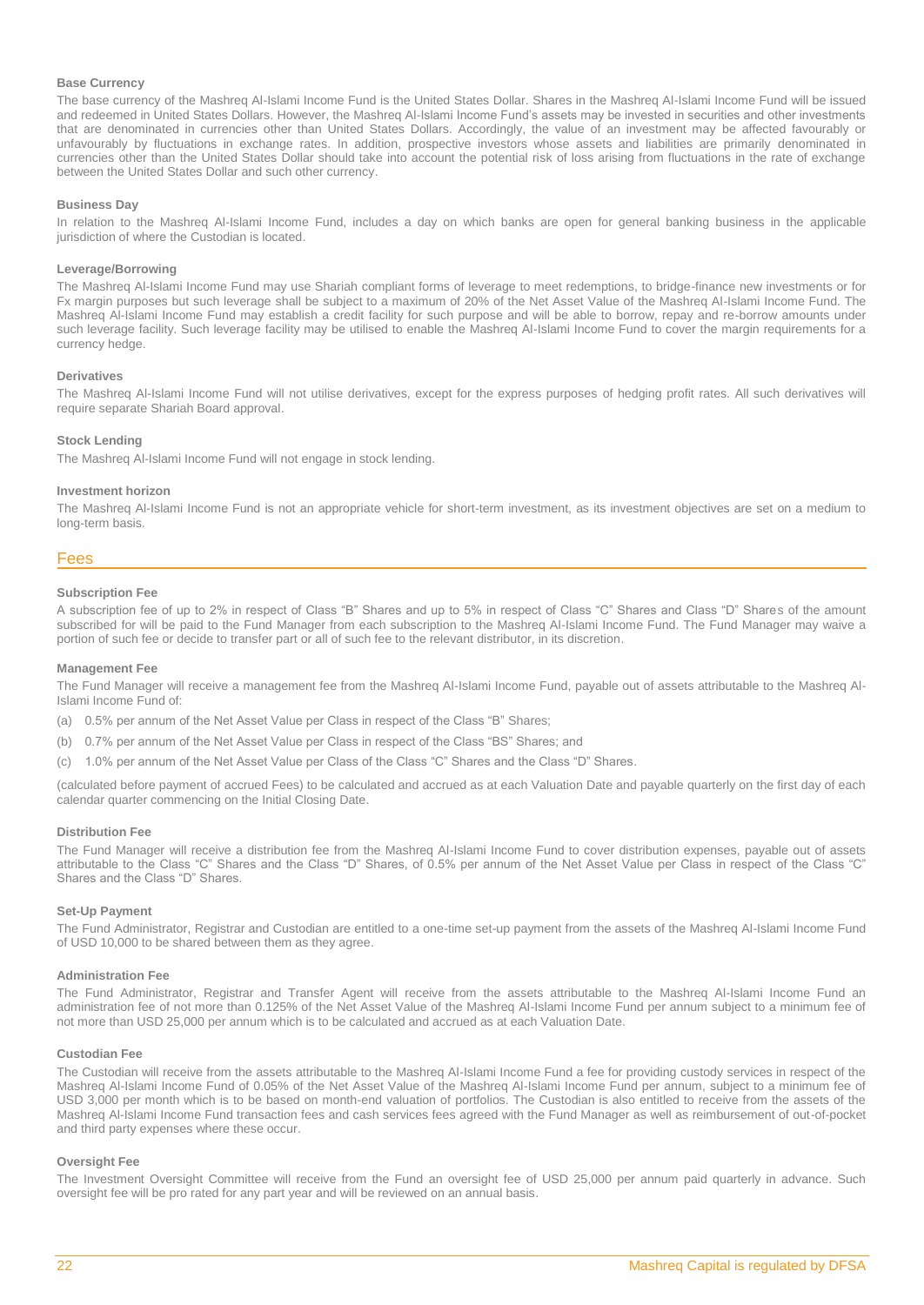### Base Currency

The base currency of the Mashreq Al-Islami Income Fund is the United States Dollar. Shares in the Mashreq Al-Islami Income Fund will be issued and redeemed in United States Dollars. However, the Mashreq Al-Islami Income Fund's assets may be invested in securities and other investments that are denominated in currencies other than United States Dollars. Accordingly, the value of an investment may be affected favourably or unfavourably by fluctuations in exchange rates. In addition, prospective investors whose assets and liabilities are primarily denominated in currencies other than the United States Dollar should take into account the potential risk of loss arising from fluctuations in the rate of exchange between the United States Dollar and such other currency.

### Business Day

In relation to the Mashreq Al-Islami Income Fund, includes a day on which banks are open for general banking business in the applicable jurisdiction of where the Custodian is located.

### Leverage/Borrowing

The Mashreq Al-Islami Income Fund may use Shariah compliant forms of leverage to meet redemptions, to bridge-finance new investments or for Fx margin purposes but such leverage shall be subject to a maximum of 20% of the Net Asset Value of the Mashreq Al-Islami Income Fund. The Mashreq Al-Islami Income Fund may establish a credit facility for such purpose and will be able to borrow, repay and re-borrow amounts under such leverage facility. Such leverage facility may be utilised to enable the Mashreq Al-Islami Income Fund to cover the margin requirements for a currency hedge.

### Derivatives

The Mashreq Al-Islami Income Fund will not utilise derivatives, except for the express purposes of hedging profit rates. All such derivatives will require separate Shariah Board approval.

### Stock Lending

The Mashreq Al-Islami Income Fund will not engage in stock lending.

### Investment horizon

The Mashreq Al-Islami Income Fund is not an appropriate vehicle for short-term investment, as its investment objectives are set on a medium to long-term basis.

## Fees

### Subscription Fee

A subscription fee of up to 2% in respect of Class "B" Shares and up to 5% in respect of Class "C" Shares and Class "D" Shares of the amount subscribed for will be paid to the Fund Manager from each subscription to the Mashreq Al-Islami Income Fund. The Fund Manager may waive a portion of such fee or decide to transfer part or all of such fee to the relevant distributor, in its discretion.

### Management Fee

The Fund Manager will receive a management fee from the Mashreq Al-Islami Income Fund, payable out of assets attributable to the Mashreq Al-Islami Income Fund of:

(a) 0.5% per annum of the Net Asset Value per Class in respect of the Class "B" Shares;

(b) 0.7% per annum of the Net Asset Value per Class in respect of the Class "BS" Shares; and

(c) 1.0% per annum of the Net Asset Value per Class of the Class "C" Shares and the Class "D" Shares.

(calculated before payment of accrued Fees) to be calculated and accrued as at each Valuation Date and payable quarterly on the first day of each calendar quarter commencing on the Initial Closing Date.

### Distribution Fee

The Fund Manager will receive a distribution fee from the Mashreq Al-Islami Income Fund to cover distribution expenses, payable out of assets attributable to the Class "C" Shares and the Class "D" Shares, of 0.5% per annum of the Net Asset Value per Class in respect of the Class "C" Shares and the Class "D" Shares.

### Set-Up Payment

The Fund Administrator, Registrar and Custodian are entitled to a one-time set-up payment from the assets of the Mashreq Al-Islami Income Fund of USD 10,000 to be shared between them as they agree.

### Administration Fee

The Fund Administrator, Registrar and Transfer Agent will receive from the assets attributable to the Mashreq Al-Islami Income Fund an administration fee of not more than 0.125% of the Net Asset Value of the Mashreq Al-Islami Income Fund per annum subject to a minimum fee of not more than USD 25,000 per annum which is to be calculated and accrued as at each Valuation Date.

### Custodian Fee

The Custodian will receive from the assets attributable to the Mashreq Al-Islami Income Fund a fee for providing custody services in respect of the Mashreq Al-Islami Income Fund of 0.05% of the Net Asset Value of the Mashreq Al-Islami Income Fund per annum, subject to a minimum fee of USD 3,000 per month which is to be based on month-end valuation of portfolios. The Custodian is also entitled to receive from the assets of the Mashreq Al-Islami Income Fund transaction fees and cash services fees agreed with the Fund Manager as well as reimbursement of out-of-pocket and third party expenses where these occur.

### Oversight Fee

The Investment Oversight Committee will receive from the Fund an oversight fee of USD 25,000 per annum paid quarterly in advance. Such oversight fee will be pro rated for any part year and will be reviewed on an annual basis.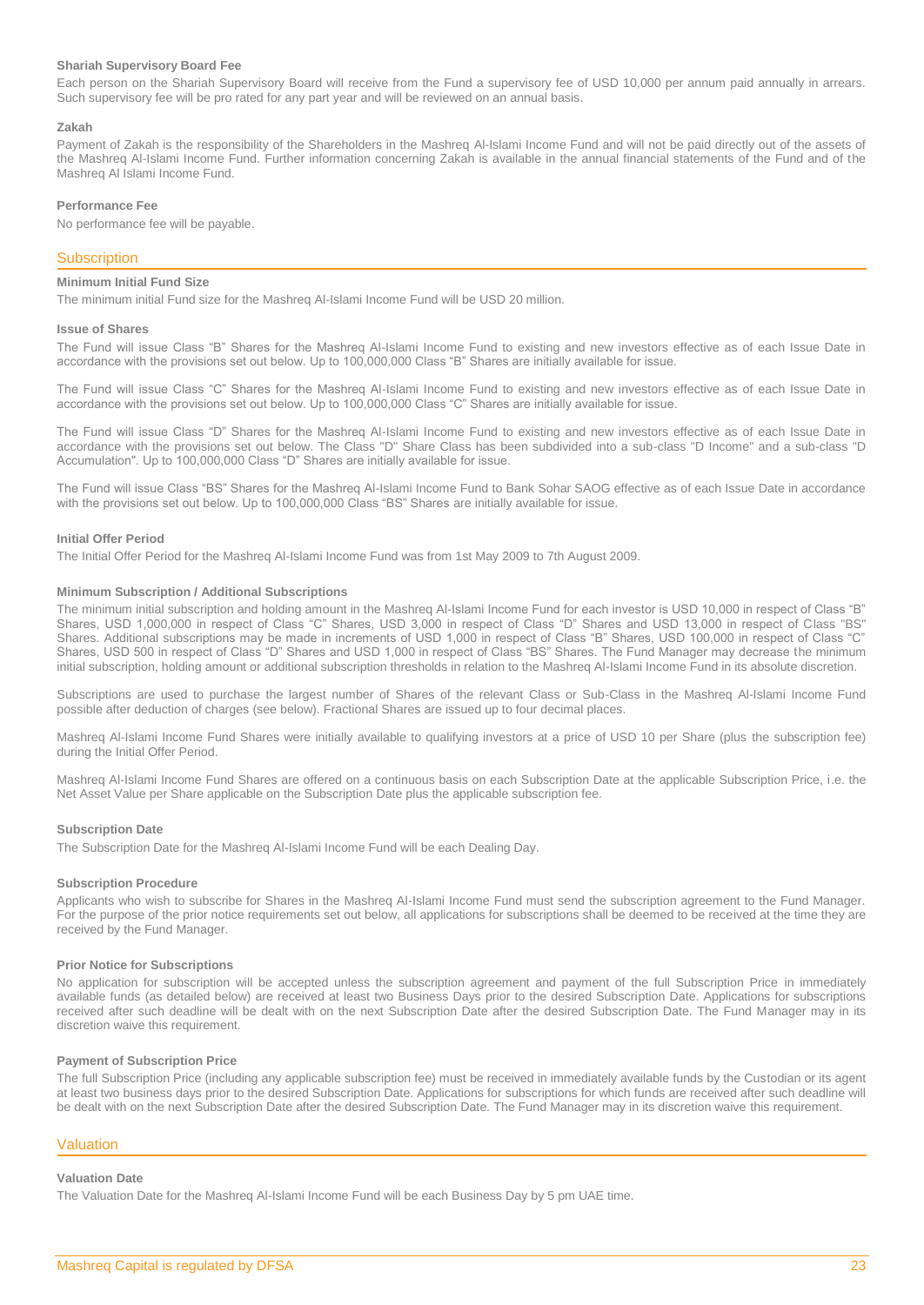#### Shariah Supervisory Board Fee

Each person on the Shariah Supervisory Board will receive from the Fund a supervisory fee of USD 10,000 per annum paid annually in arrears. Such supervisory fee will be pro rated for any part year and will be reviewed on an annual basis.

#### Zakah

Payment of Zakah is the responsibility of the Shareholders in the Mashreq Al-Islami Income Fund and will not be paid directly out of the assets of the Mashreq Al-Islami Income Fund. Further information concerning Zakah is available in the annual financial statements of the Fund and of the Mashreq Al Islami Income Fund.

#### Performance Fee

No performance fee will be payable.

## Subscription

#### Minimum Initial Fund Size

The minimum initial Fund size for the Mashreq Al-Islami Income Fund will be USD 20 million.

#### Issue of Shares

The Fund will issue Class "B" Shares for the Mashreq Al-Islami Income Fund to existing and new investors effective as of each Issue Date in accordance with the provisions set out below. Up to 100,000,000 Class "B" Shares are initially available for issue.

The Fund will issue Class "C" Shares for the Mashreq Al-Islami Income Fund to existing and new investors effective as of each Issue Date in accordance with the provisions set out below. Up to 100,000,000 Class "C" Shares are initially available for issue.

The Fund will issue Class "D" Shares for the Mashreq Al-Islami Income Fund to existing and new investors effective as of each Issue Date in accordance with the provisions set out below. The Class "D" Share Class has been subdivided into a sub-class "D Income" and a sub-class "D Accumulation". Up to 100,000,000 Class "D" Shares are initially available for issue.

The Fund will issue Class "BS" Shares for the Mashreq Al-Islami Income Fund to Bank Sohar SAOG effective as of each Issue Date in accordance with the provisions set out below. Up to 100,000,000 Class "BS" Shares are initially available for issue.

#### Initial Offer Period

The Initial Offer Period for the Mashreq Al-Islami Income Fund was from 1st May 2009 to 7th August 2009.

#### Minimum Subscription / Additional Subscriptions

The minimum initial subscription and holding amount in the Mashreq Al-Islami Income Fund for each investor is USD 10,000 in respect of Class "B" Shares, USD 1,000,000 in respect of Class "C" Shares, USD 3,000 in respect of Class "D" Shares and USD 13,000 in respect of Class "BS" Shares. Additional subscriptions may be made in increments of USD 1,000 in respect of Class "B" Shares, USD 100,000 in respect of Class "C" Shares, USD 500 in respect of Class "D" Shares and USD 1,000 in respect of Class "BS" Shares. The Fund Manager may decrease the minimum initial subscription, holding amount or additional subscription thresholds in relation to the Mashreq Al-Islami Income Fund in its absolute discretion.

Subscriptions are used to purchase the largest number of Shares of the relevant Class or Sub-Class in the Mashreq Al-Islami Income Fund possible after deduction of charges (see below). Fractional Shares are issued up to four decimal places.

Mashreq Al-Islami Income Fund Shares were initially available to qualifying investors at a price of USD 10 per Share (plus the subscription fee) during the Initial Offer Period.

Mashreq Al-Islami Income Fund Shares are offered on a continuous basis on each Subscription Date at the applicable Subscription Price, i.e. the Net Asset Value per Share applicable on the Subscription Date plus the applicable subscription fee.

#### Subscription Date

The Subscription Date for the Mashreq Al-Islami Income Fund will be each Dealing Day.

#### Subscription Procedure

Applicants who wish to subscribe for Shares in the Mashreq Al-Islami Income Fund must send the subscription agreement to the Fund Manager. For the purpose of the prior notice requirements set out below, all applications for subscriptions shall be deemed to be received at the time they are received by the Fund Manager.

#### Prior Notice for Subscriptions

No application for subscription will be accepted unless the subscription agreement and payment of the full Subscription Price in immediately available funds (as detailed below) are received at least two Business Days prior to the desired Subscription Date. Applications for subscriptions received after such deadline will be dealt with on the next Subscription Date after the desired Subscription Date. The Fund Manager may in its discretion waive this requirement.

#### Payment of Subscription Price

The full Subscription Price (including any applicable subscription fee) must be received in immediately available funds by the Custodian or its agent at least two business days prior to the desired Subscription Date. Applications for subscriptions for which funds are received after such deadline will be dealt with on the next Subscription Date after the desired Subscription Date. The Fund Manager may in its discretion waive this requirement.

## Valuation

#### Valuation Date

The Valuation Date for the Mashreq Al-Islami Income Fund will be each Business Day by 5 pm UAE time.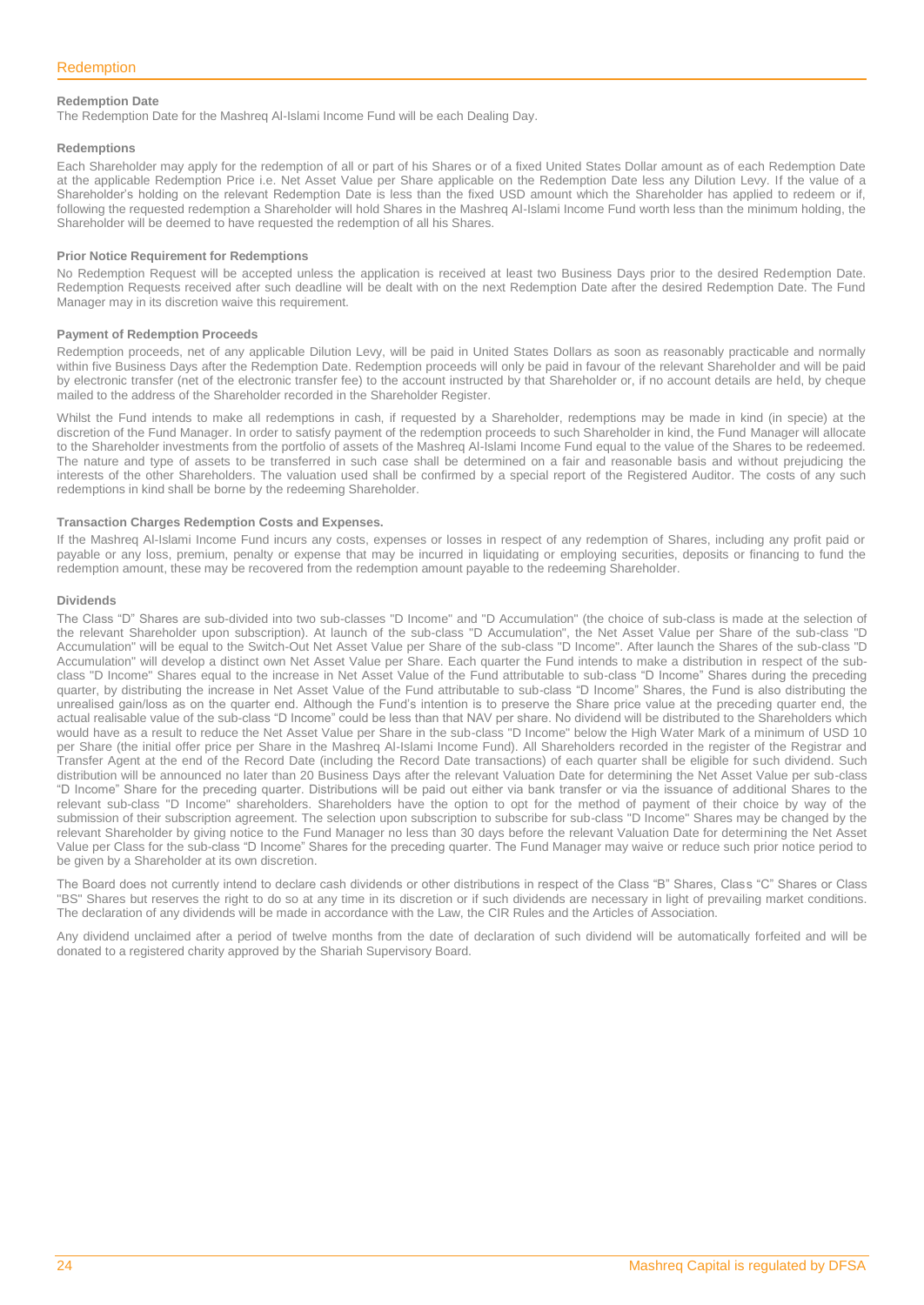## Redemption

### Redemption Date

The Redemption Date for the Mashreq Al-Islami Income Fund will be each Dealing Day.

### Redemptions

Each Shareholder may apply for the redemption of all or part of his Shares or of a fixed United States Dollar amount as of each Redemption Date at the applicable Redemption Price i.e. Net Asset Value per Share applicable on the Redemption Date less any Dilution Levy. If the value of a Shareholder's holding on the relevant Redemption Date is less than the fixed USD amount which the Shareholder has applied to redeem or if, following the requested redemption a Shareholder will hold Shares in the Mashreq Al-Islami Income Fund worth less than the minimum holding, the Shareholder will be deemed to have requested the redemption of all his Shares.

### Prior Notice Requirement for Redemptions

No Redemption Request will be accepted unless the application is received at least two Business Days prior to the desired Redemption Date. Redemption Requests received after such deadline will be dealt with on the next Redemption Date after the desired Redemption Date. The Fund Manager may in its discretion waive this requirement.

### Payment of Redemption Proceeds

Redemption proceeds, net of any applicable Dilution Levy, will be paid in United States Dollars as soon as reasonably practicable and normally within five Business Days after the Redemption Date. Redemption proceeds will only be paid in favour of the relevant Shareholder and will be paid by electronic transfer (net of the electronic transfer fee) to the account instructed by that Shareholder or, if no account details are held, by cheque mailed to the address of the Shareholder recorded in the Shareholder Register.

Whilst the Fund intends to make all redemptions in cash, if requested by a Shareholder, redemptions may be made in kind (in specie) at the discretion of the Fund Manager. In order to satisfy payment of the redemption proceeds to such Shareholder in kind, the Fund Manager will allocate to the Shareholder investments from the portfolio of assets of the Mashreq Al-Islami Income Fund equal to the value of the Shares to be redeemed. The nature and type of assets to be transferred in such case shall be determined on a fair and reasonable basis and without prejudicing the interests of the other Shareholders. The valuation used shall be confirmed by a special report of the Registered Auditor. The costs of any such redemptions in kind shall be borne by the redeeming Shareholder.

### Transaction Charges Redemption Costs and Expenses.

If the Mashreq Al-Islami Income Fund incurs any costs, expenses or losses in respect of any redemption of Shares, including any profit paid or payable or any loss, premium, penalty or expense that may be incurred in liquidating or employing securities, deposits or financing to fund the redemption amount, these may be recovered from the redemption amount payable to the redeeming Shareholder.

### Dividends

The Class "D" Shares are sub-divided into two sub-classes "D Income" and "D Accumulation" (the choice of sub-class is made at the selection of the relevant Shareholder upon subscription). At launch of the sub-class "D Accumulation", the Net Asset Value per Share of the sub-class "D Accumulation" will be equal to the Switch-Out Net Asset Value per Share of the sub-class "D Income". After launch the Shares of the sub-class "D Accumulation" will develop a distinct own Net Asset Value per Share. Each quarter the Fund intends to make a distribution in respect of the sub-class "D Income" Shares equal to the increase in Net Asset Value of the Fund attributable to sub-class "D Income" Shares during the preceding quarter, by distributing the increase in Net Asset Value of the Fund attributable to sub-class "D Income" Shares, the Fund is also distributing the unrealised gain/loss as on the quarter end. Although the Fund's intention is to preserve the Share price value at the preceding quarter end, the actual realisable value of the sub-class "D Income" could be less than that NAV per share. No dividend will be distributed to the Shareholders which would have as a result to reduce the Net Asset Value per Share in the sub-class "D Income" below the High Water Mark of a minimum of USD 10 per Share (the initial offer price per Share in the Mashreq Al-Islami Income Fund). All Shareholders recorded in the register of the Registrar and Transfer Agent at the end of the Record Date (including the Record Date transactions) of each quarter shall be eligible for such dividend. Such distribution will be announced no later than 20 Business Days after the relevant Valuation Date for determining the Net Asset Value per sub-class "D Income" Share for the preceding quarter. Distributions will be paid out either via bank transfer or via the issuance of additional Shares to the relevant sub-class "D Income" shareholders. Shareholders have the option to opt for the method of payment of their choice by way of the submission of their subscription agreement. The selection upon subscription to subscribe for sub-class "D Income" Shares may be changed by the relevant Shareholder by giving notice to the Fund Manager no less than 30 days before the relevant Valuation Date for determining the Net Asset Value per Class for the sub-class "D Income" Shares for the preceding quarter. The Fund Manager may waive or reduce such prior notice period to be given by a Shareholder at its own discretion.

The Board does not currently intend to declare cash dividends or other distributions in respect of the Class "B" Shares, Class "C" Shares or Class "BS" Shares but reserves the right to do so at any time in its discretion or if such dividends are necessary in light of prevailing market conditions. The declaration of any dividends will be made in accordance with the Law, the CIR Rules and the Articles of Association.

Any dividend unclaimed after a period of twelve months from the date of declaration of such dividend will be automatically forfeited and will be donated to a registered charity approved by the Shariah Supervisory Board.